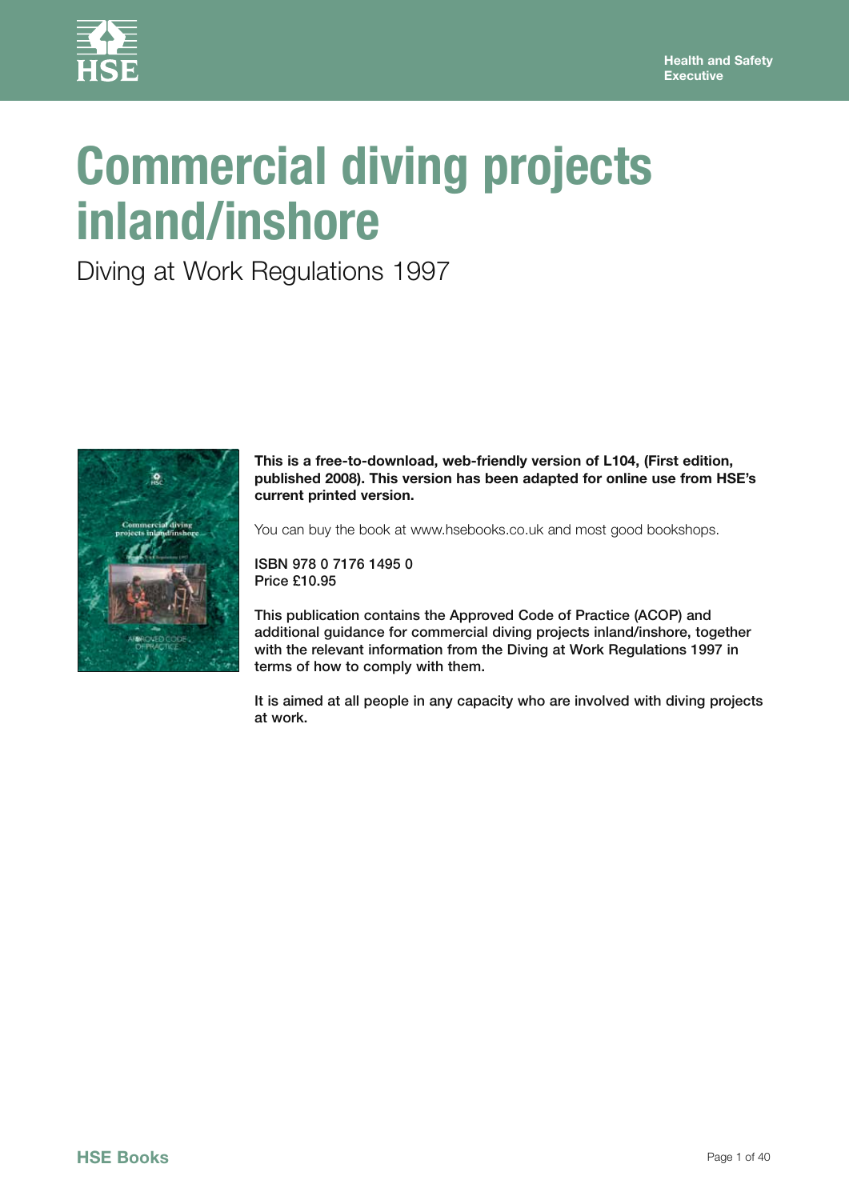# Commercial diving projects inland/inshore

## Diving at Work Regulations 1997

**This is a free-to-download, web-friendly version of L104, (First edition, published 2008). This version has been adapted for online use from HSE's current printed version.**

You can buy the book at www.hsebooks.co.uk and most good bookshops.

ISBN 978 0 7176 1495 0
Price £10.95

This publication contains the Approved Code of Practice (ACOP) and additional guidance for commercial diving projects inland/inshore, together with the relevant information from the Diving at Work Regulations 1997 in terms of how to comply with them.

It is aimed at all people in any capacity who are involved with diving projects at work.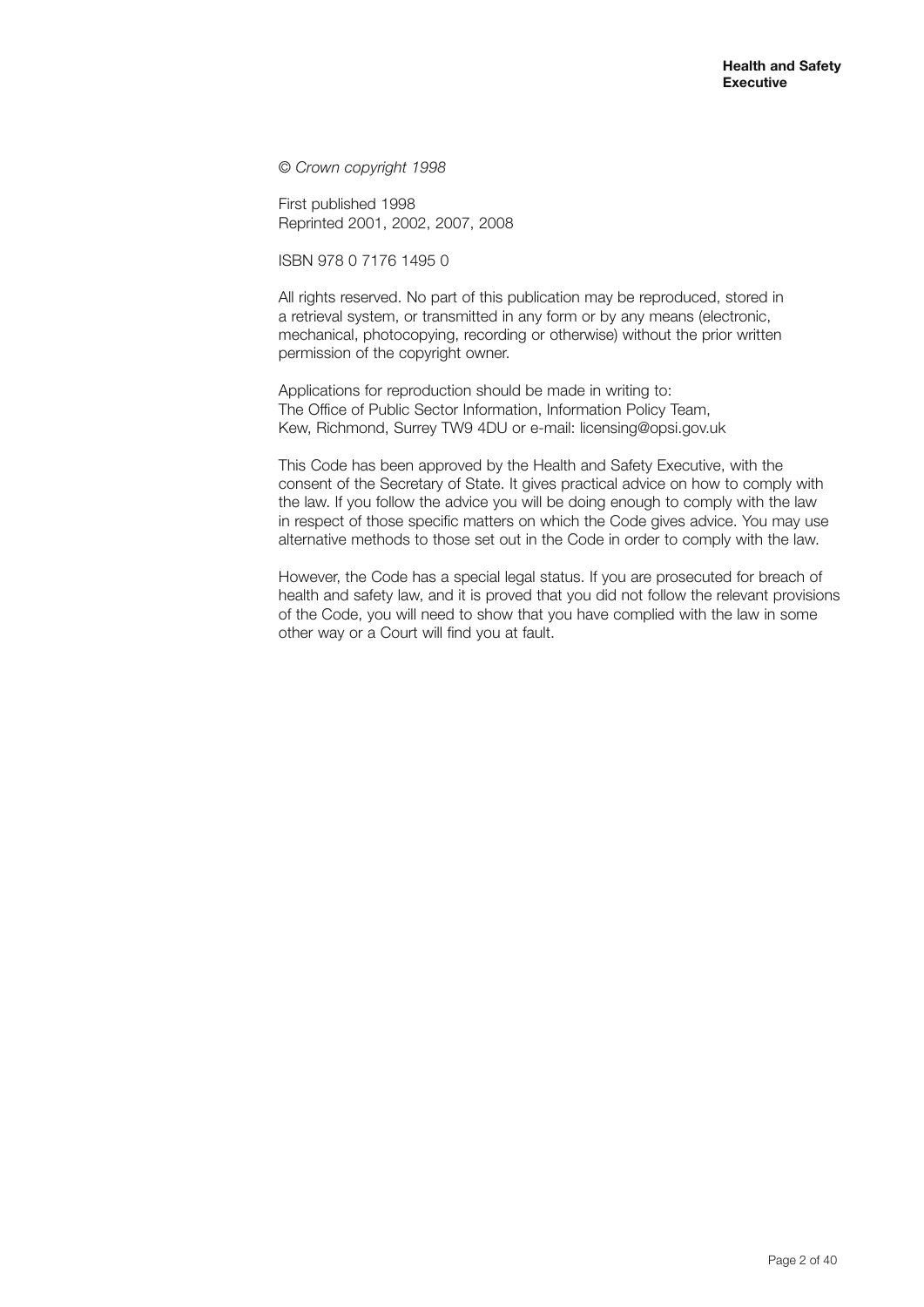*© Crown copyright 1998*

First published 1998
Reprinted 2001, 2002, 2007, 2008

ISBN 978 0 7176 1495 0

All rights reserved. No part of this publication may be reproduced, stored in a retrieval system, or transmitted in any form or by any means (electronic, mechanical, photocopying, recording or otherwise) without the prior written permission of the copyright owner.

Applications for reproduction should be made in writing to:
The Office of Public Sector Information, Information Policy Team,
Kew, Richmond, Surrey TW9 4DU or e-mail: licensing@opsi.gov.uk

This Code has been approved by the Health and Safety Executive, with the consent of the Secretary of State. It gives practical advice on how to comply with the law. If you follow the advice you will be doing enough to comply with the law in respect of those specific matters on which the Code gives advice. You may use alternative methods to those set out in the Code in order to comply with the law.

However, the Code has a special legal status. If you are prosecuted for breach of health and safety law, and it is proved that you did not follow the relevant provisions of the Code, you will need to show that you have complied with the law in some other way or a Court will find you at fault.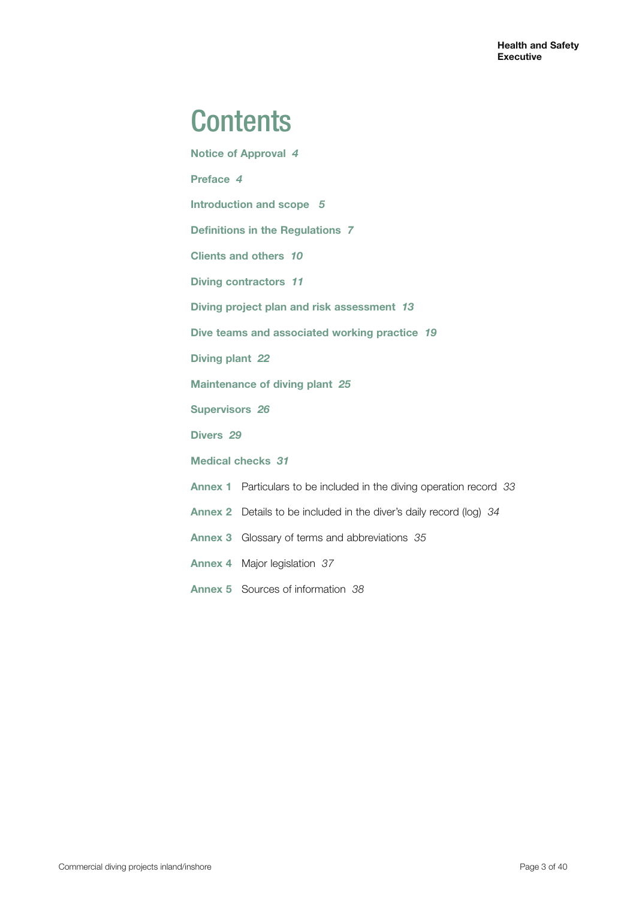# Contents

**Notice of Approval** *4*

**Preface** *4*

**Introduction and scope** *5*

**Definitions in the Regulations** *7*

**Clients and others** *10*

**Diving contractors** *11*

**Diving project plan and risk assessment** *13*

**Dive teams and associated working practice** *19*

**Diving plant** *22*

**Maintenance of diving plant** *25*

**Supervisors** *26*

**Divers** *29*

**Medical checks** *31*

**Annex 1** Particulars to be included in the diving operation record *33*

**Annex 2** Details to be included in the diver's daily record (log) *34*

**Annex 3** Glossary of terms and abbreviations *35*

**Annex 4** Major legislation *37*

**Annex 5** Sources of information *38*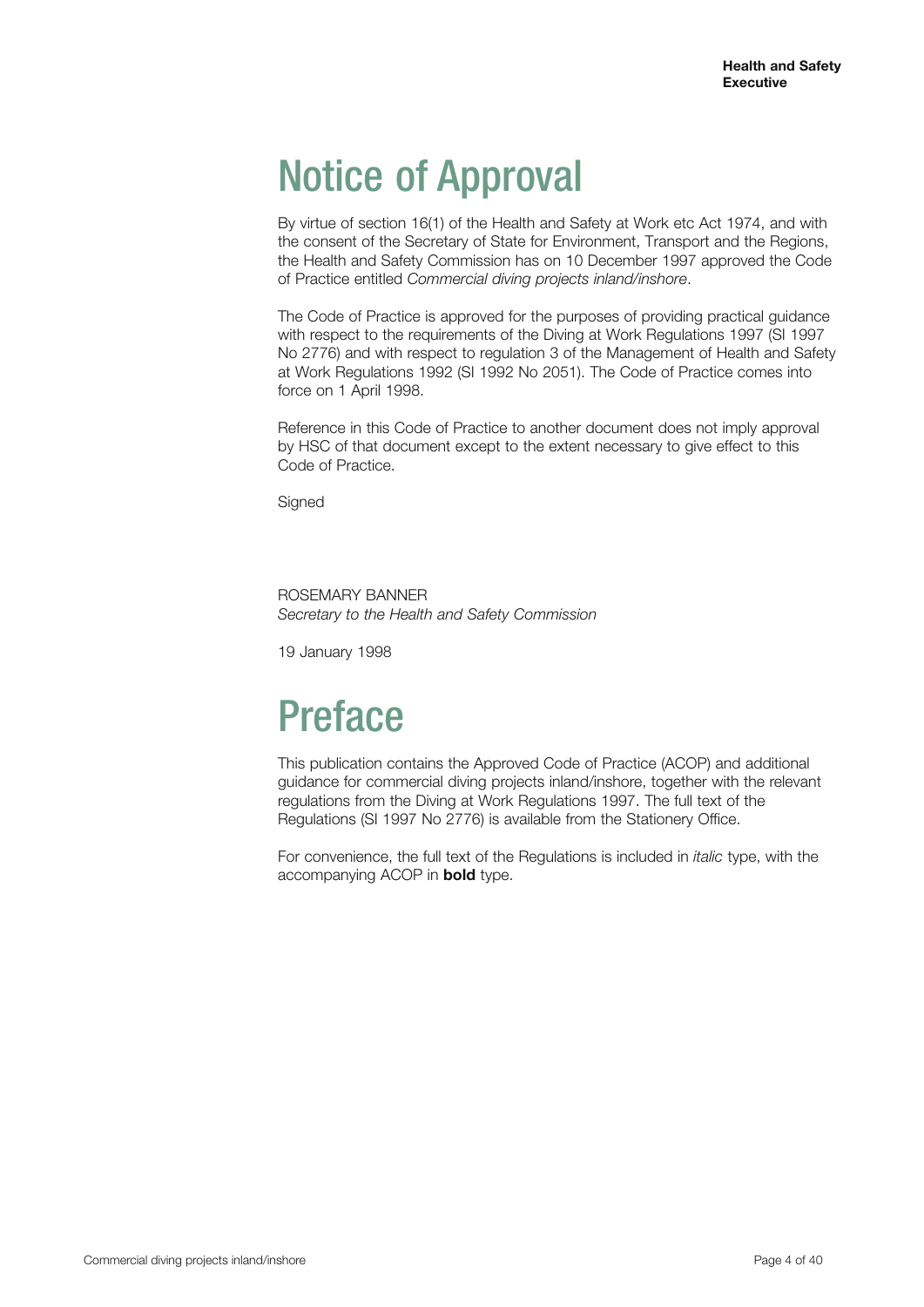# Notice of Approval

By virtue of section 16(1) of the Health and Safety at Work etc Act 1974, and with the consent of the Secretary of State for Environment, Transport and the Regions, the Health and Safety Commission has on 10 December 1997 approved the Code of Practice entitled *Commercial diving projects inland/inshore*.

The Code of Practice is approved for the purposes of providing practical guidance with respect to the requirements of the Diving at Work Regulations 1997 (SI 1997 No 2776) and with respect to regulation 3 of the Management of Health and Safety at Work Regulations 1992 (SI 1992 No 2051). The Code of Practice comes into force on 1 April 1998.

Reference in this Code of Practice to another document does not imply approval by HSC of that document except to the extent necessary to give effect to this Code of Practice.

Signed

ROSEMARY BANNER
*Secretary to the Health and Safety Commission*

19 January 1998

# Preface

This publication contains the Approved Code of Practice (ACOP) and additional guidance for commercial diving projects inland/inshore, together with the relevant regulations from the Diving at Work Regulations 1997. The full text of the Regulations (SI 1997 No 2776) is available from the Stationery Office.

For convenience, the full text of the Regulations is included in *italic* type, with the accompanying ACOP in **bold** type.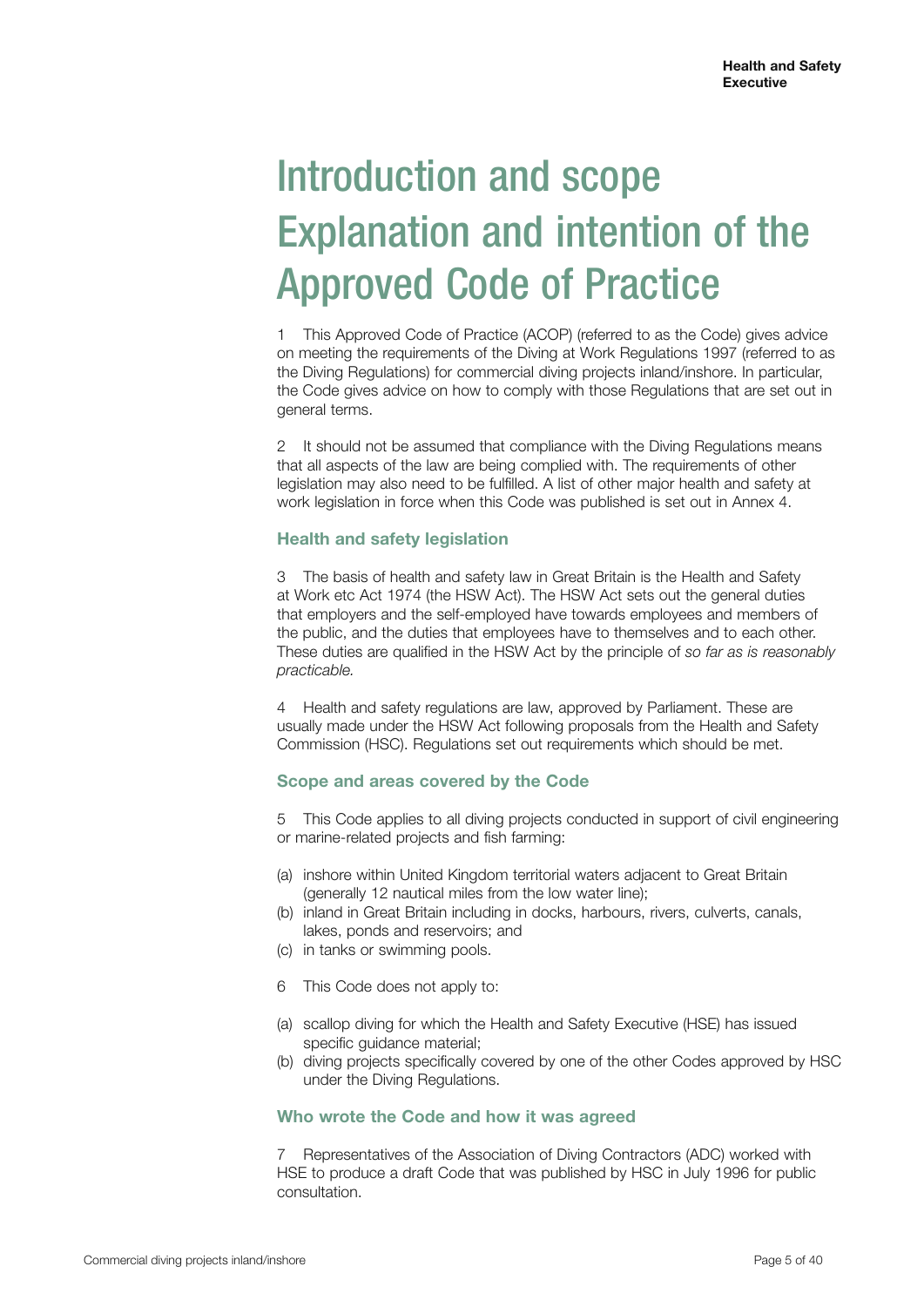# Introduction and scope
# Explanation and intention of the Approved Code of Practice

1 This Approved Code of Practice (ACOP) (referred to as the Code) gives advice on meeting the requirements of the Diving at Work Regulations 1997 (referred to as the Diving Regulations) for commercial diving projects inland/inshore. In particular, the Code gives advice on how to comply with those Regulations that are set out in general terms.

2 It should not be assumed that compliance with the Diving Regulations means that all aspects of the law are being complied with. The requirements of other legislation may also need to be fulfilled. A list of other major health and safety at work legislation in force when this Code was published is set out in Annex 4.

### Health and safety legislation

3 The basis of health and safety law in Great Britain is the Health and Safety at Work etc Act 1974 (the HSW Act). The HSW Act sets out the general duties that employers and the self-employed have towards employees and members of the public, and the duties that employees have to themselves and to each other. These duties are qualified in the HSW Act by the principle of *so far as is reasonably practicable.*

4 Health and safety regulations are law, approved by Parliament. These are usually made under the HSW Act following proposals from the Health and Safety Commission (HSC). Regulations set out requirements which should be met.

### Scope and areas covered by the Code

5 This Code applies to all diving projects conducted in support of civil engineering or marine-related projects and fish farming:

(a) inshore within United Kingdom territorial waters adjacent to Great Britain (generally 12 nautical miles from the low water line);
(b) inland in Great Britain including in docks, harbours, rivers, culverts, canals, lakes, ponds and reservoirs; and
(c) in tanks or swimming pools.

6 This Code does not apply to:

(a) scallop diving for which the Health and Safety Executive (HSE) has issued specific guidance material;
(b) diving projects specifically covered by one of the other Codes approved by HSC under the Diving Regulations.

### Who wrote the Code and how it was agreed

7 Representatives of the Association of Diving Contractors (ADC) worked with HSE to produce a draft Code that was published by HSC in July 1996 for public consultation.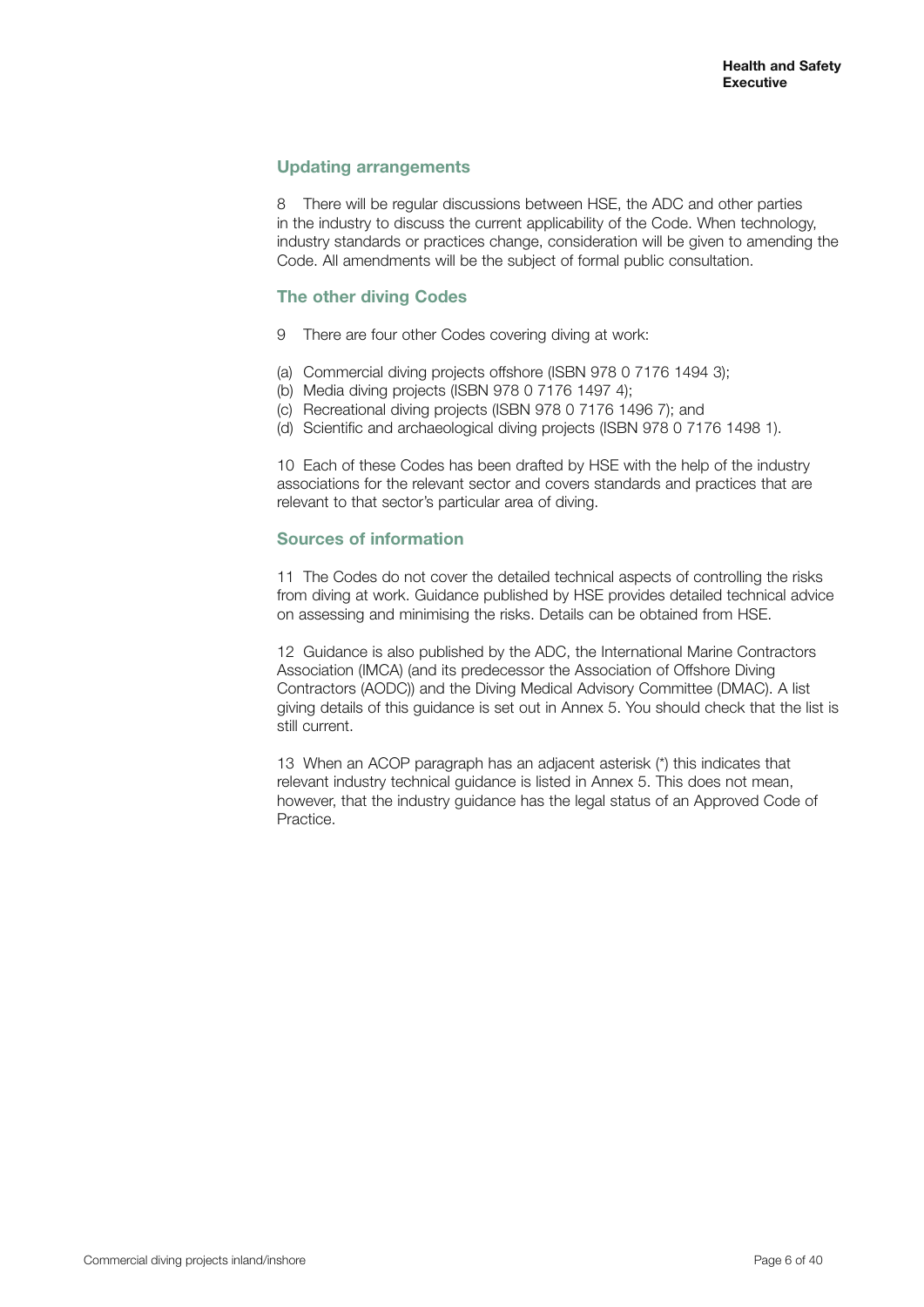## Updating arrangements

8 There will be regular discussions between HSE, the ADC and other parties in the industry to discuss the current applicability of the Code. When technology, industry standards or practices change, consideration will be given to amending the Code. All amendments will be the subject of formal public consultation.

## The other diving Codes

9 There are four other Codes covering diving at work:

(a) Commercial diving projects offshore (ISBN 978 0 7176 1494 3);
(b) Media diving projects (ISBN 978 0 7176 1497 4);
(c) Recreational diving projects (ISBN 978 0 7176 1496 7); and
(d) Scientific and archaeological diving projects (ISBN 978 0 7176 1498 1).

10 Each of these Codes has been drafted by HSE with the help of the industry associations for the relevant sector and covers standards and practices that are relevant to that sector's particular area of diving.

## Sources of information

11 The Codes do not cover the detailed technical aspects of controlling the risks from diving at work. Guidance published by HSE provides detailed technical advice on assessing and minimising the risks. Details can be obtained from HSE.

12 Guidance is also published by the ADC, the International Marine Contractors Association (IMCA) (and its predecessor the Association of Offshore Diving Contractors (AODC)) and the Diving Medical Advisory Committee (DMAC). A list giving details of this guidance is set out in Annex 5. You should check that the list is still current.

13 When an ACOP paragraph has an adjacent asterisk (*) this indicates that relevant industry technical guidance is listed in Annex 5. This does not mean, however, that the industry guidance has the legal status of an Approved Code of Practice.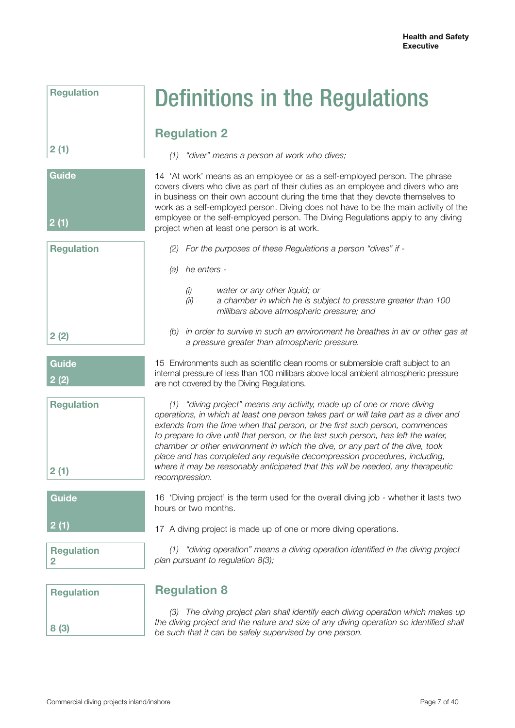# Definitions in the Regulations

## Regulation 2

**Regulation 2 (1)**

*(1) "diver" means a person at work who dives;*

**Guide 2 (1)**

14 'At work' means as an employee or as a self-employed person. The phrase covers divers who dive as part of their duties as an employee and divers who are in business on their own account during the time that they devote themselves to work as a self-employed person. Diving does not have to be the main activity of the employee or the self-employed person. The Diving Regulations apply to any diving project when at least one person is at work.

**Regulation 2 (2)**

*(2) For the purposes of these Regulations a person "dives" if -*

*(a) he enters -*

*(i) water or any other liquid; or*
*(ii) a chamber in which he is subject to pressure greater than 100 millibars above atmospheric pressure; and*

*(b) in order to survive in such an environment he breathes in air or other gas at a pressure greater than atmospheric pressure.*

**Guide 2 (2)**

15 Environments such as scientific clean rooms or submersible craft subject to an internal pressure of less than 100 millibars above local ambient atmospheric pressure are not covered by the Diving Regulations.

**Regulation 2 (1)**

*(1) "diving project" means any activity, made up of one or more diving operations, in which at least one person takes part or will take part as a diver and extends from the time when that person, or the first such person, commences to prepare to dive until that person, or the last such person, has left the water, chamber or other environment in which the dive, or any part of the dive, took place and has completed any requisite decompression procedures, including, where it may be reasonably anticipated that this will be needed, any therapeutic recompression.*

**Guide 2 (1)**

16 'Diving project' is the term used for the overall diving job - whether it lasts two hours or two months.

17 A diving project is made up of one or more diving operations.

**Regulation 2**

*(1) "diving operation" means a diving operation identified in the diving project plan pursuant to regulation 8(3);*

## Regulation 8

**Regulation 8 (3)**

*(3) The diving project plan shall identify each diving operation which makes up the diving project and the nature and size of any diving operation so identified shall be such that it can be safely supervised by one person.*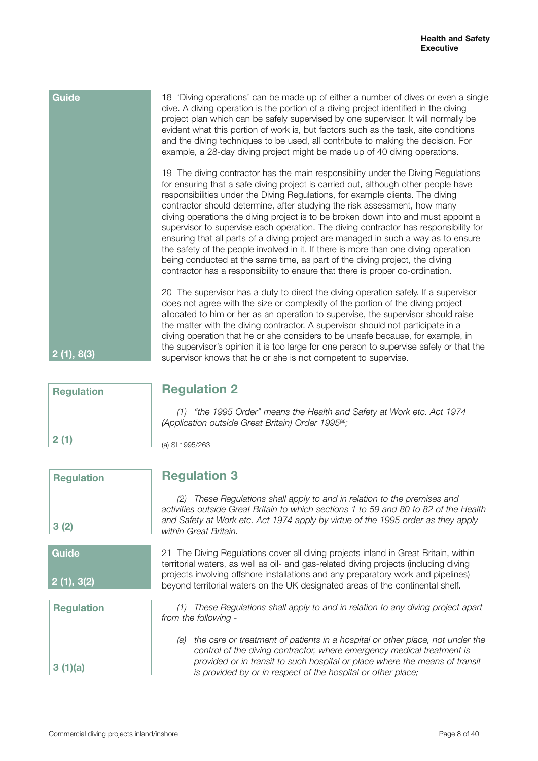**Guide**

18 'Diving operations' can be made up of either a number of dives or even a single dive. A diving operation is the portion of a diving project identified in the diving project plan which can be safely supervised by one supervisor. It will normally be evident what this portion of work is, but factors such as the task, site conditions and the diving techniques to be used, all contribute to making the decision. For example, a 28-day diving project might be made up of 40 diving operations.

19 The diving contractor has the main responsibility under the Diving Regulations for ensuring that a safe diving project is carried out, although other people have responsibilities under the Diving Regulations, for example clients. The diving contractor should determine, after studying the risk assessment, how many diving operations the diving project is to be broken down into and must appoint a supervisor to supervise each operation. The diving contractor has responsibility for ensuring that all parts of a diving project are managed in such a way as to ensure the safety of the people involved in it. If there is more than one diving operation being conducted at the same time, as part of the diving project, the diving contractor has a responsibility to ensure that there is proper co-ordination.

20 The supervisor has a duty to direct the diving operation safely. If a supervisor does not agree with the size or complexity of the portion of the diving project allocated to him or her as an operation to supervise, the supervisor should raise the matter with the diving contractor. A supervisor should not participate in a diving operation that he or she considers to be unsafe because, for example, in the supervisor's opinion it is too large for one person to supervise safely or that the supervisor knows that he or she is not competent to supervise.

**2 (1), 8(3)**

**Regulation**

## Regulation 2

*(1) "the 1995 Order" means the Health and Safety at Work etc. Act 1974 (Application outside Great Britain) Order 1995[(a)];*

(a) SI 1995/263

**2 (1)**

**Regulation**

## Regulation 3

*(2) These Regulations shall apply to and in relation to the premises and activities outside Great Britain to which sections 1 to 59 and 80 to 82 of the Health and Safety at Work etc. Act 1974 apply by virtue of the 1995 order as they apply within Great Britain.*

**3 (2)**

**Guide**

21 The Diving Regulations cover all diving projects inland in Great Britain, within territorial waters, as well as oil- and gas-related diving projects (including diving projects involving offshore installations and any preparatory work and pipelines) beyond territorial waters on the UK designated areas of the continental shelf.

**2 (1), 3(2)**

**Regulation**

*(1) These Regulations shall apply to and in relation to any diving project apart from the following -*

*(a) the care or treatment of patients in a hospital or other place, not under the control of the diving contractor, where emergency medical treatment is provided or in transit to such hospital or place where the means of transit is provided by or in respect of the hospital or other place;*

**3 (1)(a)**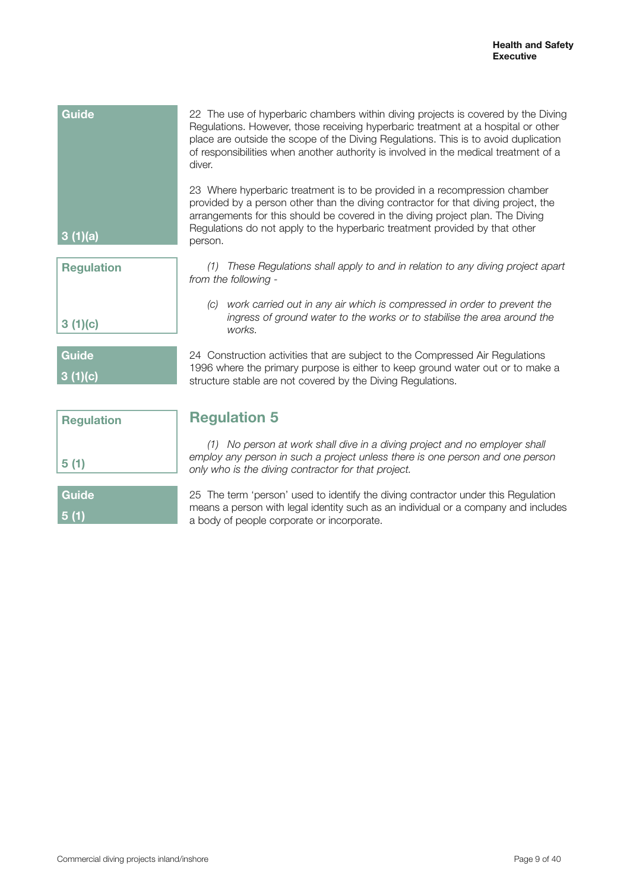**Guide**

**3 (1)(a)**

22 The use of hyperbaric chambers within diving projects is covered by the Diving Regulations. However, those receiving hyperbaric treatment at a hospital or other place are outside the scope of the Diving Regulations. This is to avoid duplication of responsibilities when another authority is involved in the medical treatment of a diver.

23 Where hyperbaric treatment is to be provided in a recompression chamber provided by a person other than the diving contractor for that diving project, the arrangements for this should be covered in the diving project plan. The Diving Regulations do not apply to the hyperbaric treatment provided by that other person.

**Regulation**

**3 (1)(c)**

*(1) These Regulations shall apply to and in relation to any diving project apart from the following -*

*(c) work carried out in any air which is compressed in order to prevent the ingress of ground water to the works or to stabilise the area around the works.*

**Guide**

**3 (1)(c)**

24 Construction activities that are subject to the Compressed Air Regulations 1996 where the primary purpose is either to keep ground water out or to make a structure stable are not covered by the Diving Regulations.

## Regulation 5

**Regulation**

**5 (1)**

*(1) No person at work shall dive in a diving project and no employer shall employ any person in such a project unless there is one person and one person only who is the diving contractor for that project.*

**Guide**

**5 (1)**

25 The term 'person' used to identify the diving contractor under this Regulation means a person with legal identity such as an individual or a company and includes a body of people corporate or incorporate.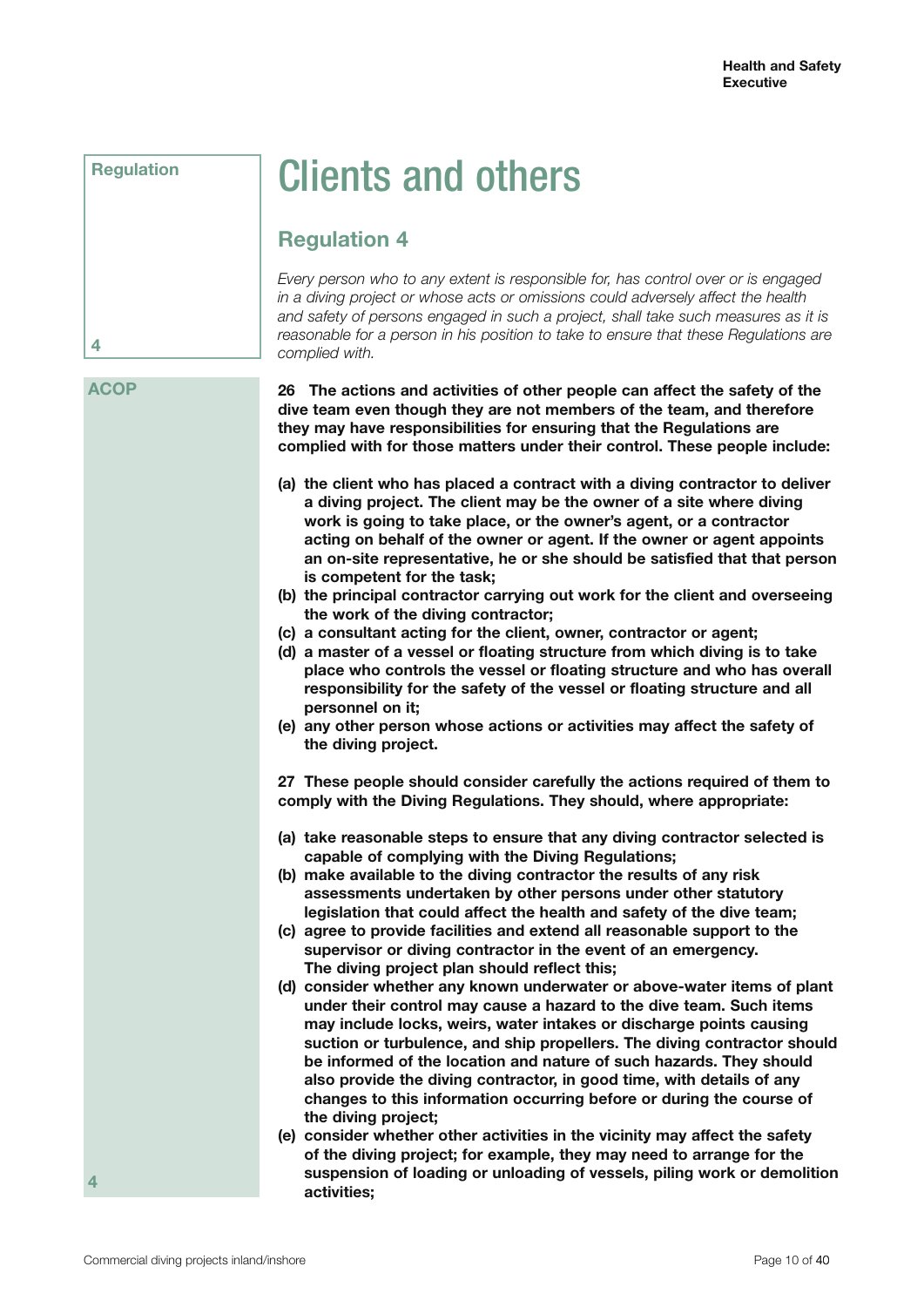# Clients and others

Regulation

## Regulation 4

*Every person who to any extent is responsible for, has control over or is engaged in a diving project or whose acts or omissions could adversely affect the health and safety of persons engaged in such a project, shall take such measures as it is reasonable for a person in his position to take to ensure that these Regulations are complied with.*

4

ACOP

**26 The actions and activities of other people can affect the safety of the dive team even though they are not members of the team, and therefore they may have responsibilities for ensuring that the Regulations are complied with for those matters under their control. These people include:**

**(a) the client who has placed a contract with a diving contractor to deliver a diving project. The client may be the owner of a site where diving work is going to take place, or the owner's agent, or a contractor acting on behalf of the owner or agent. If the owner or agent appoints an on-site representative, he or she should be satisfied that that person is competent for the task;**
**(b) the principal contractor carrying out work for the client and overseeing the work of the diving contractor;**
**(c) a consultant acting for the client, owner, contractor or agent;**
**(d) a master of a vessel or floating structure from which diving is to take place who controls the vessel or floating structure and who has overall responsibility for the safety of the vessel or floating structure and all personnel on it;**
**(e) any other person whose actions or activities may affect the safety of the diving project.**

**27 These people should consider carefully the actions required of them to comply with the Diving Regulations. They should, where appropriate:**

**(a) take reasonable steps to ensure that any diving contractor selected is capable of complying with the Diving Regulations;**
**(b) make available to the diving contractor the results of any risk assessments undertaken by other persons under other statutory legislation that could affect the health and safety of the dive team;**
**(c) agree to provide facilities and extend all reasonable support to the supervisor or diving contractor in the event of an emergency. The diving project plan should reflect this;**
**(d) consider whether any known underwater or above-water items of plant under their control may cause a hazard to the dive team. Such items may include locks, weirs, water intakes or discharge points causing suction or turbulence, and ship propellers. The diving contractor should be informed of the location and nature of such hazards. They should also provide the diving contractor, in good time, with details of any changes to this information occurring before or during the course of the diving project;**
**(e) consider whether other activities in the vicinity may affect the safety of the diving project; for example, they may need to arrange for the suspension of loading or unloading of vessels, piling work or demolition activities;**

4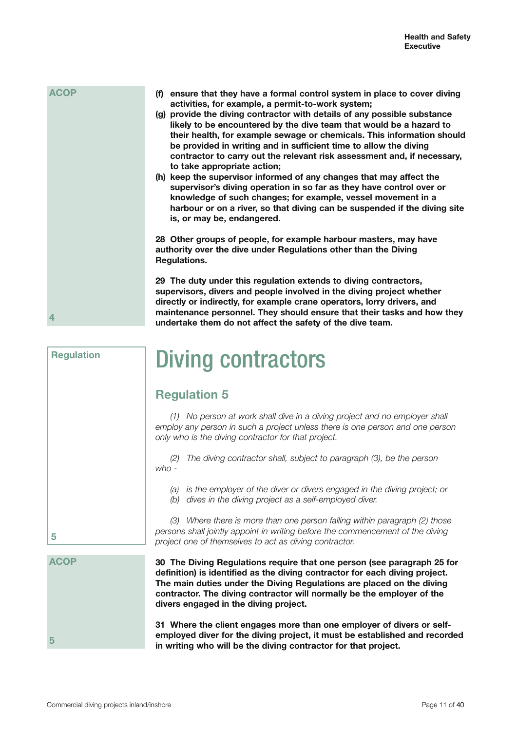ACOP

**(f) ensure that they have a formal control system in place to cover diving activities, for example, a permit-to-work system;**

**(g) provide the diving contractor with details of any possible substance likely to be encountered by the dive team that would be a hazard to their health, for example sewage or chemicals. This information should be provided in writing and in sufficient time to allow the diving contractor to carry out the relevant risk assessment and, if necessary, to take appropriate action;**

**(h) keep the supervisor informed of any changes that may affect the supervisor's diving operation in so far as they have control over or knowledge of such changes; for example, vessel movement in a harbour or on a river, so that diving can be suspended if the diving site is, or may be, endangered.**

**28 Other groups of people, for example harbour masters, may have authority over the dive under Regulations other than the Diving Regulations.**

**29 The duty under this regulation extends to diving contractors, supervisors, divers and people involved in the diving project whether directly or indirectly, for example crane operators, lorry drivers, and maintenance personnel. They should ensure that their tasks and how they undertake them do not affect the safety of the dive team.**

4

# Diving contractors

Regulation

## Regulation 5

*(1) No person at work shall dive in a diving project and no employer shall employ any person in such a project unless there is one person and one person only who is the diving contractor for that project.*

*(2) The diving contractor shall, subject to paragraph (3), be the person who -*

*(a) is the employer of the diver or divers engaged in the diving project; or*
*(b) dives in the diving project as a self-employed diver.*

*(3) Where there is more than one person falling within paragraph (2) those persons shall jointly appoint in writing before the commencement of the diving project one of themselves to act as diving contractor.*

5

ACOP

**30 The Diving Regulations require that one person (see paragraph 25 for definition) is identified as the diving contractor for each diving project. The main duties under the Diving Regulations are placed on the diving contractor. The diving contractor will normally be the employer of the divers engaged in the diving project.**

**31 Where the client engages more than one employer of divers or self-employed diver for the diving project, it must be established and recorded in writing who will be the diving contractor for that project.**

5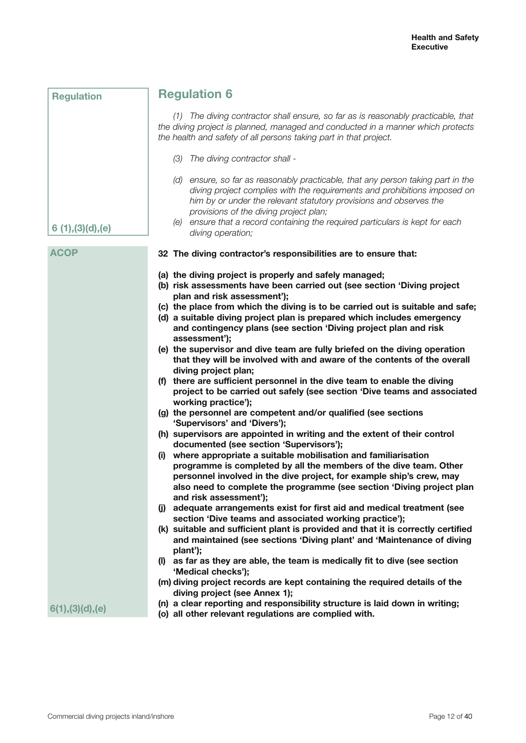Regulation

## Regulation 6

*(1) The diving contractor shall ensure, so far as is reasonably practicable, that the diving project is planned, managed and conducted in a manner which protects the health and safety of all persons taking part in that project.*

*(3) The diving contractor shall -*

*(d) ensure, so far as reasonably practicable, that any person taking part in the diving project complies with the requirements and prohibitions imposed on him by or under the relevant statutory provisions and observes the provisions of the diving project plan;*

*(e) ensure that a record containing the required particulars is kept for each diving operation;*

6 (1),(3)(d),(e)

ACOP

**32 The diving contractor's responsibilities are to ensure that:**

**(a) the diving project is properly and safely managed;**
**(b) risk assessments have been carried out (see section 'Diving project plan and risk assessment');**
**(c) the place from which the diving is to be carried out is suitable and safe;**
**(d) a suitable diving project plan is prepared which includes emergency and contingency plans (see section 'Diving project plan and risk assessment');**
**(e) the supervisor and dive team are fully briefed on the diving operation that they will be involved with and aware of the contents of the overall diving project plan;**
**(f) there are sufficient personnel in the dive team to enable the diving project to be carried out safely (see section 'Dive teams and associated working practice');**
**(g) the personnel are competent and/or qualified (see sections 'Supervisors' and 'Divers');**
**(h) supervisors are appointed in writing and the extent of their control documented (see section 'Supervisors');**
**(i) where appropriate a suitable mobilisation and familiarisation programme is completed by all the members of the dive team. Other personnel involved in the dive project, for example ship's crew, may also need to complete the programme (see section 'Diving project plan and risk assessment');**
**(j) adequate arrangements exist for first aid and medical treatment (see section 'Dive teams and associated working practice');**
**(k) suitable and sufficient plant is provided and that it is correctly certified and maintained (see sections 'Diving plant' and 'Maintenance of diving plant');**
**(l) as far as they are able, the team is medically fit to dive (see section 'Medical checks');**
**(m) diving project records are kept containing the required details of the diving project (see Annex 1);**
**(n) a clear reporting and responsibility structure is laid down in writing;**
**(o) all other relevant regulations are complied with.**

6(1),(3)(d),(e)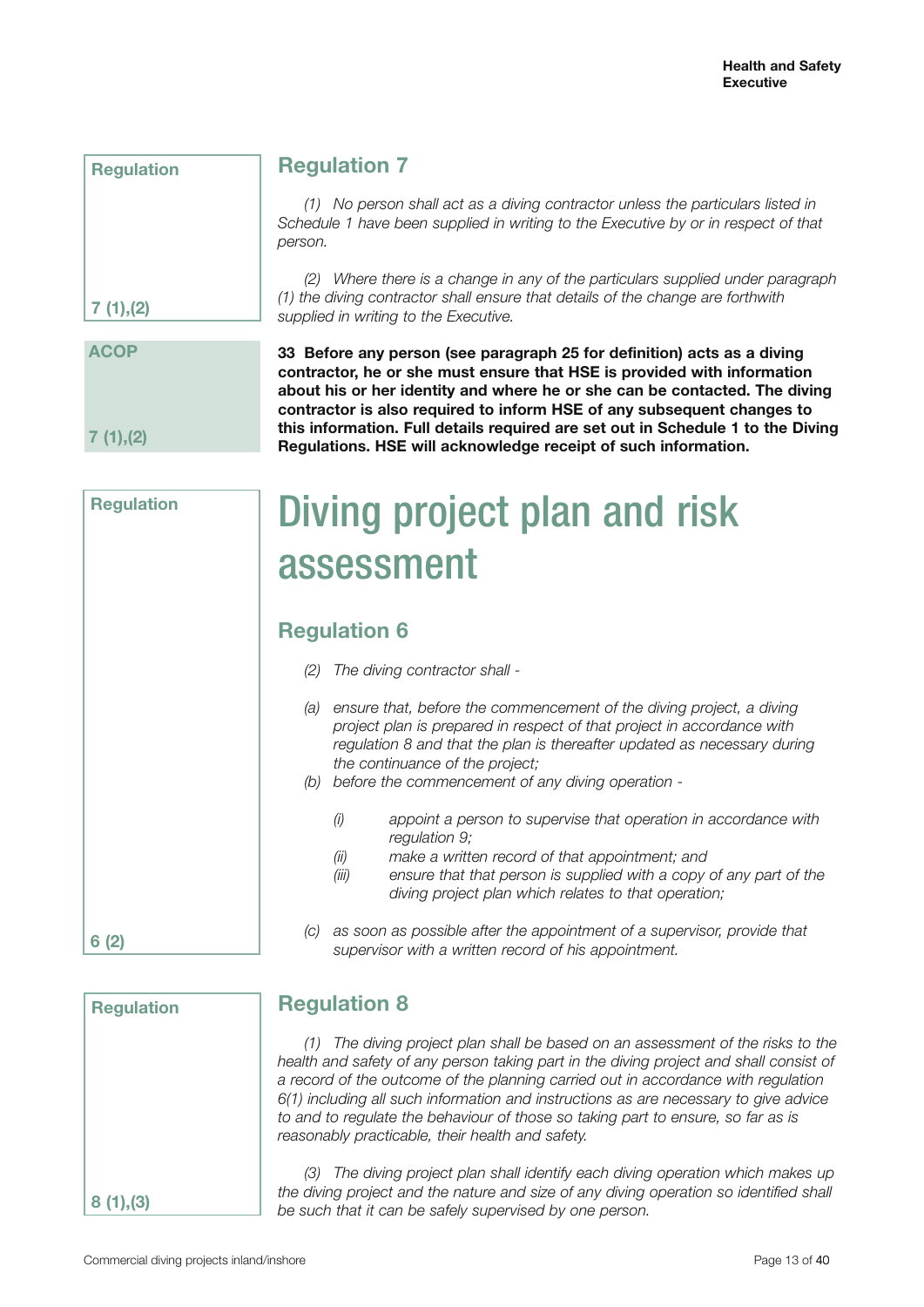Regulation

## Regulation 7

*(1) No person shall act as a diving contractor unless the particulars listed in Schedule 1 have been supplied in writing to the Executive by or in respect of that person.*

*(2) Where there is a change in any of the particulars supplied under paragraph (1) the diving contractor shall ensure that details of the change are forthwith supplied in writing to the Executive.*

7 (1),(2)

ACOP

**33 Before any person (see paragraph 25 for definition) acts as a diving contractor, he or she must ensure that HSE is provided with information about his or her identity and where he or she can be contacted. The diving contractor is also required to inform HSE of any subsequent changes to this information. Full details required are set out in Schedule 1 to the Diving Regulations. HSE will acknowledge receipt of such information.**

7 (1),(2)

Regulation

# Diving project plan and risk assessment

## Regulation 6

*(2) The diving contractor shall -*

*(a) ensure that, before the commencement of the diving project, a diving project plan is prepared in respect of that project in accordance with regulation 8 and that the plan is thereafter updated as necessary during the continuance of the project;*

*(b) before the commencement of any diving operation -*

*(i) appoint a person to supervise that operation in accordance with regulation 9;*

*(ii) make a written record of that appointment; and*

*(iii) ensure that that person is supplied with a copy of any part of the diving project plan which relates to that operation;*

*(c) as soon as possible after the appointment of a supervisor, provide that supervisor with a written record of his appointment.*

6 (2)

Regulation

## Regulation 8

*(1) The diving project plan shall be based on an assessment of the risks to the health and safety of any person taking part in the diving project and shall consist of a record of the outcome of the planning carried out in accordance with regulation 6(1) including all such information and instructions as are necessary to give advice to and to regulate the behaviour of those so taking part to ensure, so far as is reasonably practicable, their health and safety.*

*(3) The diving project plan shall identify each diving operation which makes up the diving project and the nature and size of any diving operation so identified shall be such that it can be safely supervised by one person.*

8 (1),(3)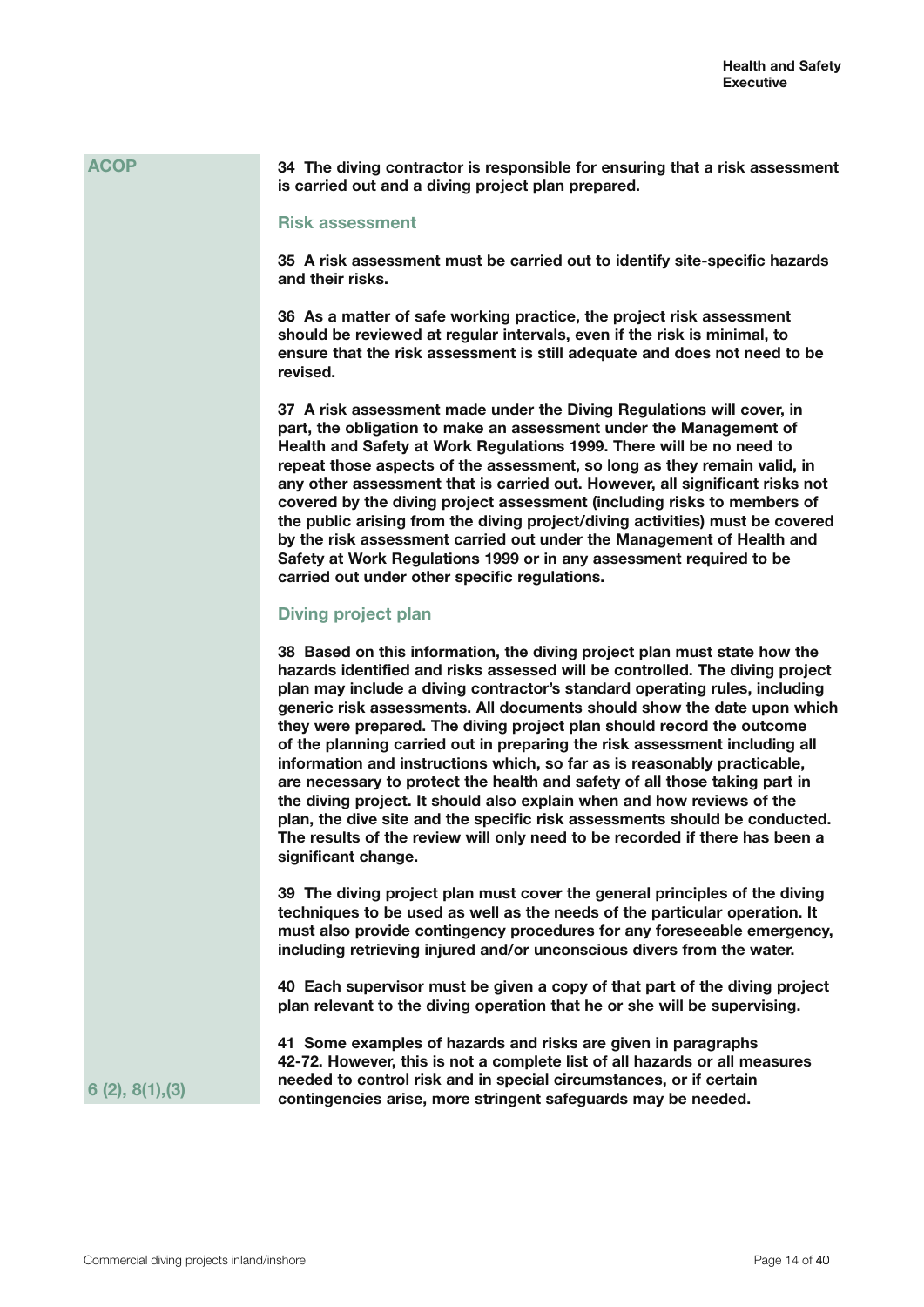ACOP

**34 The diving contractor is responsible for ensuring that a risk assessment is carried out and a diving project plan prepared.**

## Risk assessment

**35 A risk assessment must be carried out to identify site-specific hazards and their risks.**

**36 As a matter of safe working practice, the project risk assessment should be reviewed at regular intervals, even if the risk is minimal, to ensure that the risk assessment is still adequate and does not need to be revised.**

**37 A risk assessment made under the Diving Regulations will cover, in part, the obligation to make an assessment under the Management of Health and Safety at Work Regulations 1999. There will be no need to repeat those aspects of the assessment, so long as they remain valid, in any other assessment that is carried out. However, all significant risks not covered by the diving project assessment (including risks to members of the public arising from the diving project/diving activities) must be covered by the risk assessment carried out under the Management of Health and Safety at Work Regulations 1999 or in any assessment required to be carried out under other specific regulations.**

## Diving project plan

**38 Based on this information, the diving project plan must state how the hazards identified and risks assessed will be controlled. The diving project plan may include a diving contractor's standard operating rules, including generic risk assessments. All documents should show the date upon which they were prepared. The diving project plan should record the outcome of the planning carried out in preparing the risk assessment including all information and instructions which, so far as is reasonably practicable, are necessary to protect the health and safety of all those taking part in the diving project. It should also explain when and how reviews of the plan, the dive site and the specific risk assessments should be conducted. The results of the review will only need to be recorded if there has been a significant change.**

**39 The diving project plan must cover the general principles of the diving techniques to be used as well as the needs of the particular operation. It must also provide contingency procedures for any foreseeable emergency, including retrieving injured and/or unconscious divers from the water.**

**40 Each supervisor must be given a copy of that part of the diving project plan relevant to the diving operation that he or she will be supervising.**

**41 Some examples of hazards and risks are given in paragraphs 42-72. However, this is not a complete list of all hazards or all measures needed to control risk and in special circumstances, or if certain contingencies arise, more stringent safeguards may be needed.**

6 (2), 8(1),(3)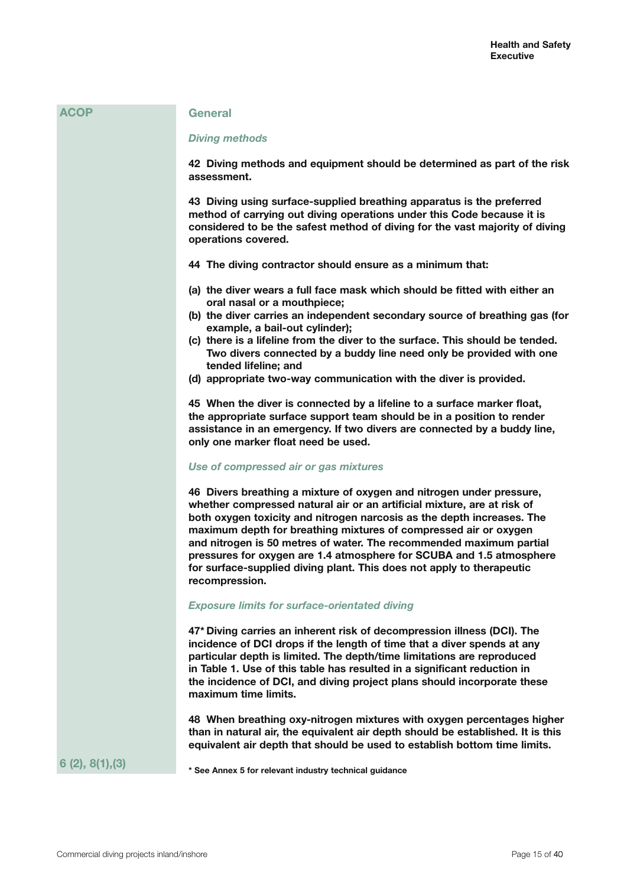ACOP

## General

### *Diving methods*

**42 Diving methods and equipment should be determined as part of the risk assessment.**

**43 Diving using surface-supplied breathing apparatus is the preferred method of carrying out diving operations under this Code because it is considered to be the safest method of diving for the vast majority of diving operations covered.**

**44 The diving contractor should ensure as a minimum that:**

- **(a) the diver wears a full face mask which should be fitted with either an oral nasal or a mouthpiece;**
- **(b) the diver carries an independent secondary source of breathing gas (for example, a bail-out cylinder);**
- **(c) there is a lifeline from the diver to the surface. This should be tended. Two divers connected by a buddy line need only be provided with one tended lifeline; and**
- **(d) appropriate two-way communication with the diver is provided.**

**45 When the diver is connected by a lifeline to a surface marker float, the appropriate surface support team should be in a position to render assistance in an emergency. If two divers are connected by a buddy line, only one marker float need be used.**

### *Use of compressed air or gas mixtures*

**46 Divers breathing a mixture of oxygen and nitrogen under pressure, whether compressed natural air or an artificial mixture, are at risk of both oxygen toxicity and nitrogen narcosis as the depth increases. The maximum depth for breathing mixtures of compressed air or oxygen and nitrogen is 50 metres of water. The recommended maximum partial pressures for oxygen are 1.4 atmosphere for SCUBA and 1.5 atmosphere for surface-supplied diving plant. This does not apply to therapeutic recompression.**

### *Exposure limits for surface-orientated diving*

**47* Diving carries an inherent risk of decompression illness (DCI). The incidence of DCI drops if the length of time that a diver spends at any particular depth is limited. The depth/time limitations are reproduced in Table 1. Use of this table has resulted in a significant reduction in the incidence of DCI, and diving project plans should incorporate these maximum time limits.**

**48 When breathing oxy-nitrogen mixtures with oxygen percentages higher than in natural air, the equivalent air depth should be established. It is this equivalent air depth that should be used to establish bottom time limits.**

6 (2), 8(1),(3)

**\* See Annex 5 for relevant industry technical guidance**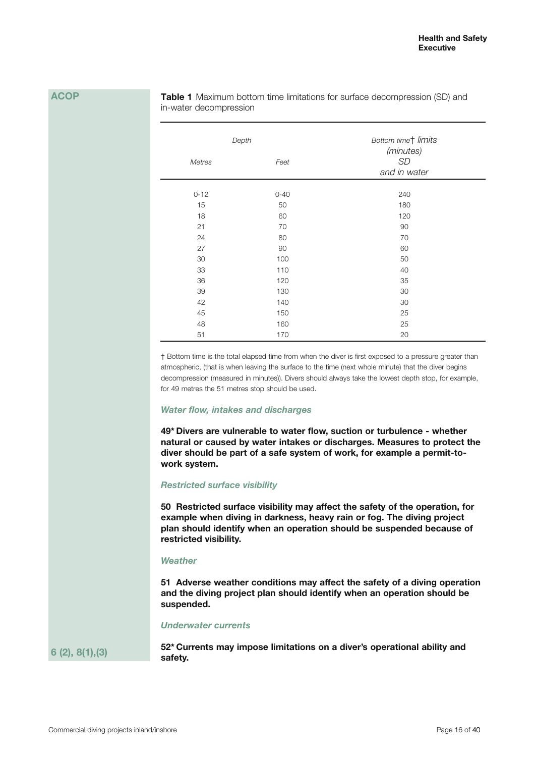ACOP

**Table 1** Maximum bottom time limitations for surface decompression (SD) and in-water decompression

| *Depth* | | *Bottom time† limits (minutes) SD and in water* |
|---|---|---|
| *Metres* | *Feet* | |
| 0-12 | 0-40 | 240 |
| 15 | 50 | 180 |
| 18 | 60 | 120 |
| 21 | 70 | 90 |
| 24 | 80 | 70 |
| 27 | 90 | 60 |
| 30 | 100 | 50 |
| 33 | 110 | 40 |
| 36 | 120 | 35 |
| 39 | 130 | 30 |
| 42 | 140 | 30 |
| 45 | 150 | 25 |
| 48 | 160 | 25 |
| 51 | 170 | 20 |

† Bottom time is the total elapsed time from when the diver is first exposed to a pressure greater than atmospheric, (that is when leaving the surface to the time (next whole minute) that the diver begins decompression (measured in minutes)). Divers should always take the lowest depth stop, for example, for 49 metres the 51 metres stop should be used.

### *Water flow, intakes and discharges*

**49\* Divers are vulnerable to water flow, suction or turbulence - whether natural or caused by water intakes or discharges. Measures to protect the diver should be part of a safe system of work, for example a permit-to-work system.**

### *Restricted surface visibility*

**50 Restricted surface visibility may affect the safety of the operation, for example when diving in darkness, heavy rain or fog. The diving project plan should identify when an operation should be suspended because of restricted visibility.**

### *Weather*

**51 Adverse weather conditions may affect the safety of a diving operation and the diving project plan should identify when an operation should be suspended.**

### *Underwater currents*

6 (2), 8(1),(3)

**52\* Currents may impose limitations on a diver's operational ability and safety.**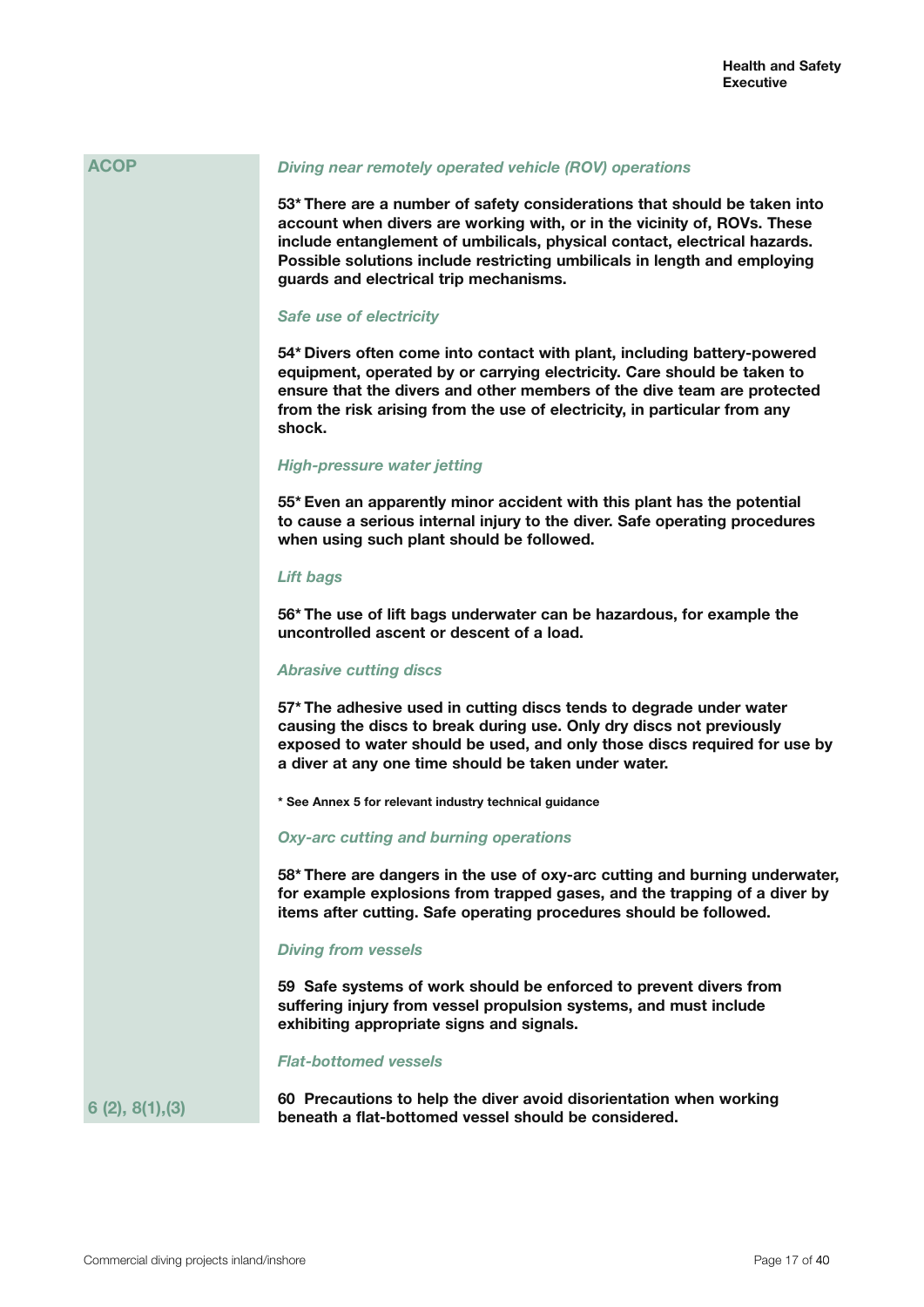ACOP

*Diving near remotely operated vehicle (ROV) operations*

**53\* There are a number of safety considerations that should be taken into account when divers are working with, or in the vicinity of, ROVs. These include entanglement of umbilicals, physical contact, electrical hazards. Possible solutions include restricting umbilicals in length and employing guards and electrical trip mechanisms.**

*Safe use of electricity*

**54\* Divers often come into contact with plant, including battery-powered equipment, operated by or carrying electricity. Care should be taken to ensure that the divers and other members of the dive team are protected from the risk arising from the use of electricity, in particular from any shock.**

*High-pressure water jetting*

**55\* Even an apparently minor accident with this plant has the potential to cause a serious internal injury to the diver. Safe operating procedures when using such plant should be followed.**

*Lift bags*

**56\* The use of lift bags underwater can be hazardous, for example the uncontrolled ascent or descent of a load.**

*Abrasive cutting discs*

**57\* The adhesive used in cutting discs tends to degrade under water causing the discs to break during use. Only dry discs not previously exposed to water should be used, and only those discs required for use by a diver at any one time should be taken under water.**

**\* See Annex 5 for relevant industry technical guidance**

*Oxy-arc cutting and burning operations*

**58\* There are dangers in the use of oxy-arc cutting and burning underwater, for example explosions from trapped gases, and the trapping of a diver by items after cutting. Safe operating procedures should be followed.**

*Diving from vessels*

**59 Safe systems of work should be enforced to prevent divers from suffering injury from vessel propulsion systems, and must include exhibiting appropriate signs and signals.**

*Flat-bottomed vessels*

6 (2), 8(1),(3)

**60 Precautions to help the diver avoid disorientation when working beneath a flat-bottomed vessel should be considered.**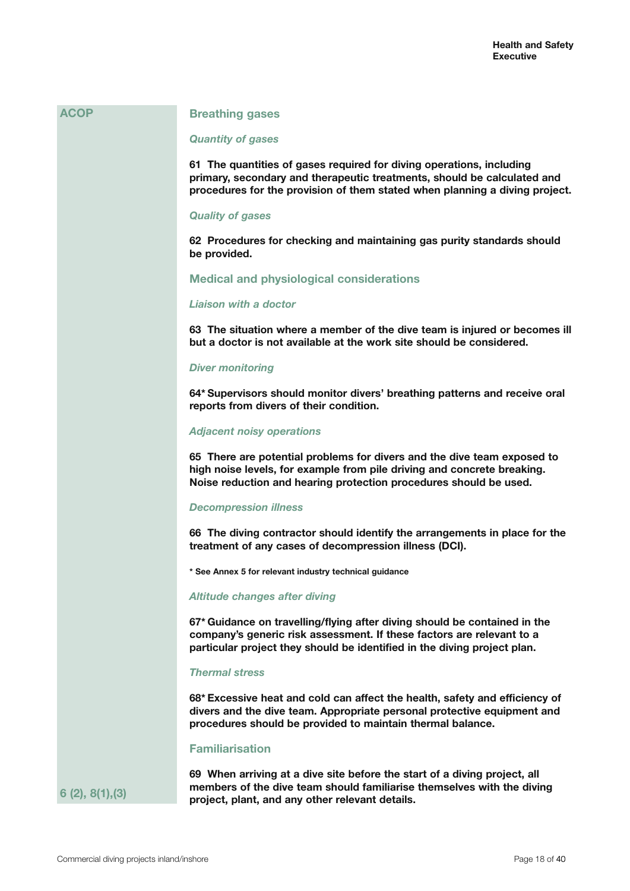ACOP

## Breathing gases

### *Quantity of gases*

**61 The quantities of gases required for diving operations, including primary, secondary and therapeutic treatments, should be calculated and procedures for the provision of them stated when planning a diving project.**

### *Quality of gases*

**62 Procedures for checking and maintaining gas purity standards should be provided.**

## Medical and physiological considerations

### *Liaison with a doctor*

**63 The situation where a member of the dive team is injured or becomes ill but a doctor is not available at the work site should be considered.**

### *Diver monitoring*

**64* Supervisors should monitor divers' breathing patterns and receive oral reports from divers of their condition.**

### *Adjacent noisy operations*

**65 There are potential problems for divers and the dive team exposed to high noise levels, for example from pile driving and concrete breaking. Noise reduction and hearing protection procedures should be used.**

### *Decompression illness*

**66 The diving contractor should identify the arrangements in place for the treatment of any cases of decompression illness (DCI).**

**\* See Annex 5 for relevant industry technical guidance**

### *Altitude changes after diving*

**67* Guidance on travelling/flying after diving should be contained in the company's generic risk assessment. If these factors are relevant to a particular project they should be identified in the diving project plan.**

### *Thermal stress*

**68* Excessive heat and cold can affect the health, safety and efficiency of divers and the dive team. Appropriate personal protective equipment and procedures should be provided to maintain thermal balance.**

## Familiarisation

6 (2), 8(1),(3)

**69 When arriving at a dive site before the start of a diving project, all members of the dive team should familiarise themselves with the diving project, plant, and any other relevant details.**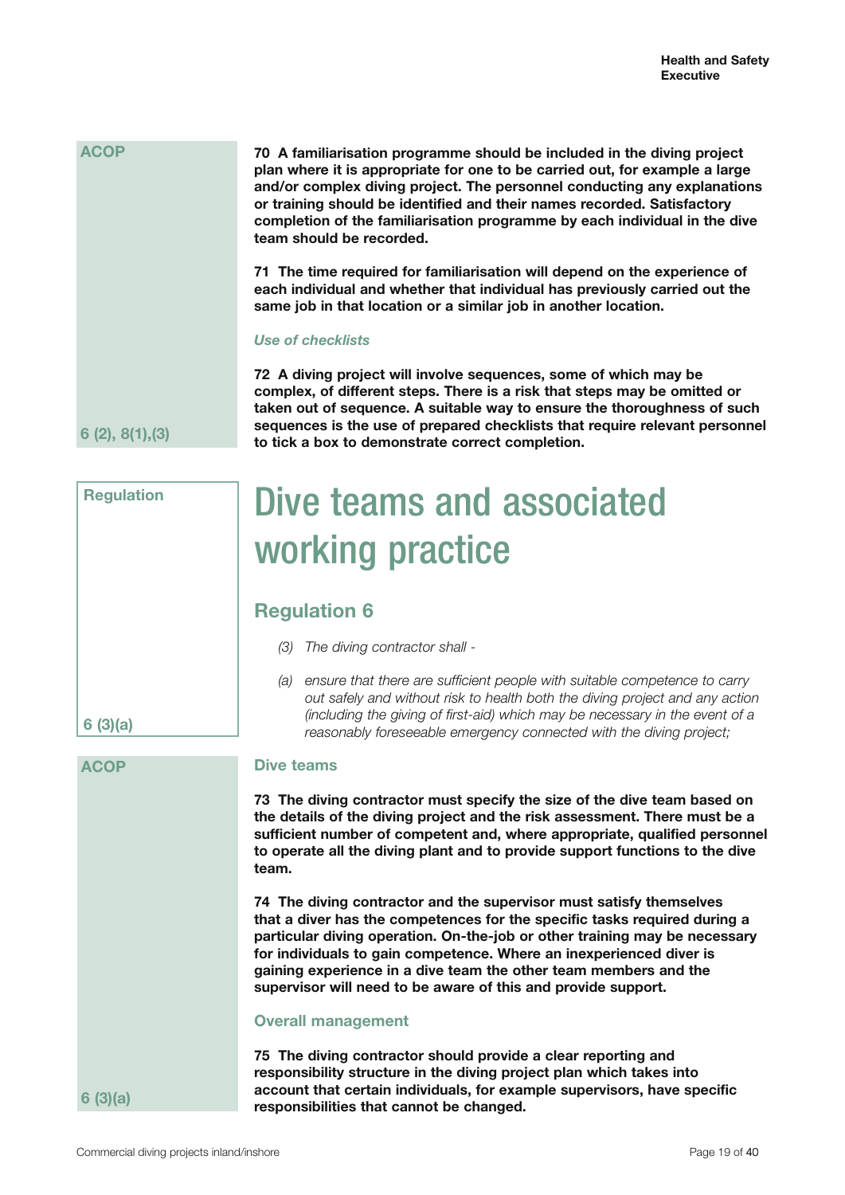ACOP

**70 A familiarisation programme should be included in the diving project plan where it is appropriate for one to be carried out, for example a large and/or complex diving project. The personnel conducting any explanations or training should be identified and their names recorded. Satisfactory completion of the familiarisation programme by each individual in the dive team should be recorded.**

**71 The time required for familiarisation will depend on the experience of each individual and whether that individual has previously carried out the same job in that location or a similar job in another location.**

*Use of checklists*

**72 A diving project will involve sequences, some of which may be complex, of different steps. There is a risk that steps may be omitted or taken out of sequence. A suitable way to ensure the thoroughness of such sequences is the use of prepared checklists that require relevant personnel to tick a box to demonstrate correct completion.**

6 (2), 8(1),(3)

# Dive teams and associated working practice

Regulation

## Regulation 6

(3) *The diving contractor shall -*

(a) *ensure that there are sufficient people with suitable competence to carry out safely and without risk to health both the diving project and any action (including the giving of first-aid) which may be necessary in the event of a reasonably foreseeable emergency connected with the diving project;*

6 (3)(a)

ACOP

### Dive teams

**73 The diving contractor must specify the size of the dive team based on the details of the diving project and the risk assessment. There must be a sufficient number of competent and, where appropriate, qualified personnel to operate all the diving plant and to provide support functions to the dive team.**

**74 The diving contractor and the supervisor must satisfy themselves that a diver has the competences for the specific tasks required during a particular diving operation. On-the-job or other training may be necessary for individuals to gain competence. Where an inexperienced diver is gaining experience in a dive team the other team members and the supervisor will need to be aware of this and provide support.**

### Overall management

**75 The diving contractor should provide a clear reporting and responsibility structure in the diving project plan which takes into account that certain individuals, for example supervisors, have specific responsibilities that cannot be changed.**

6 (3)(a)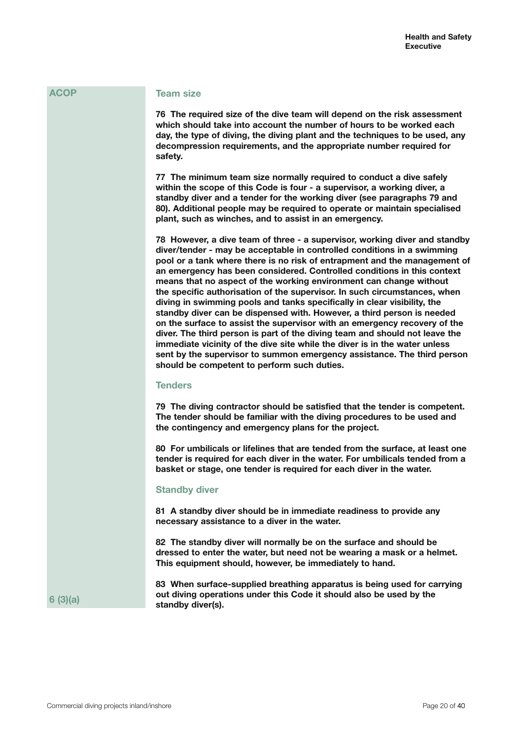ACOP

## Team size

**76 The required size of the dive team will depend on the risk assessment which should take into account the number of hours to be worked each day, the type of diving, the diving plant and the techniques to be used, any decompression requirements, and the appropriate number required for safety.**

**77 The minimum team size normally required to conduct a dive safely within the scope of this Code is four - a supervisor, a working diver, a standby diver and a tender for the working diver (see paragraphs 79 and 80). Additional people may be required to operate or maintain specialised plant, such as winches, and to assist in an emergency.**

**78 However, a dive team of three - a supervisor, working diver and standby diver/tender - may be acceptable in controlled conditions in a swimming pool or a tank where there is no risk of entrapment and the management of an emergency has been considered. Controlled conditions in this context means that no aspect of the working environment can change without the specific authorisation of the supervisor. In such circumstances, when diving in swimming pools and tanks specifically in clear visibility, the standby diver can be dispensed with. However, a third person is needed on the surface to assist the supervisor with an emergency recovery of the diver. The third person is part of the diving team and should not leave the immediate vicinity of the dive site while the diver is in the water unless sent by the supervisor to summon emergency assistance. The third person should be competent to perform such duties.**

## Tenders

**79 The diving contractor should be satisfied that the tender is competent. The tender should be familiar with the diving procedures to be used and the contingency and emergency plans for the project.**

**80 For umbilicals or lifelines that are tended from the surface, at least one tender is required for each diver in the water. For umbilicals tended from a basket or stage, one tender is required for each diver in the water.**

## Standby diver

**81 A standby diver should be in immediate readiness to provide any necessary assistance to a diver in the water.**

**82 The standby diver will normally be on the surface and should be dressed to enter the water, but need not be wearing a mask or a helmet. This equipment should, however, be immediately to hand.**

6 (3)(a)

**83 When surface-supplied breathing apparatus is being used for carrying out diving operations under this Code it should also be used by the standby diver(s).**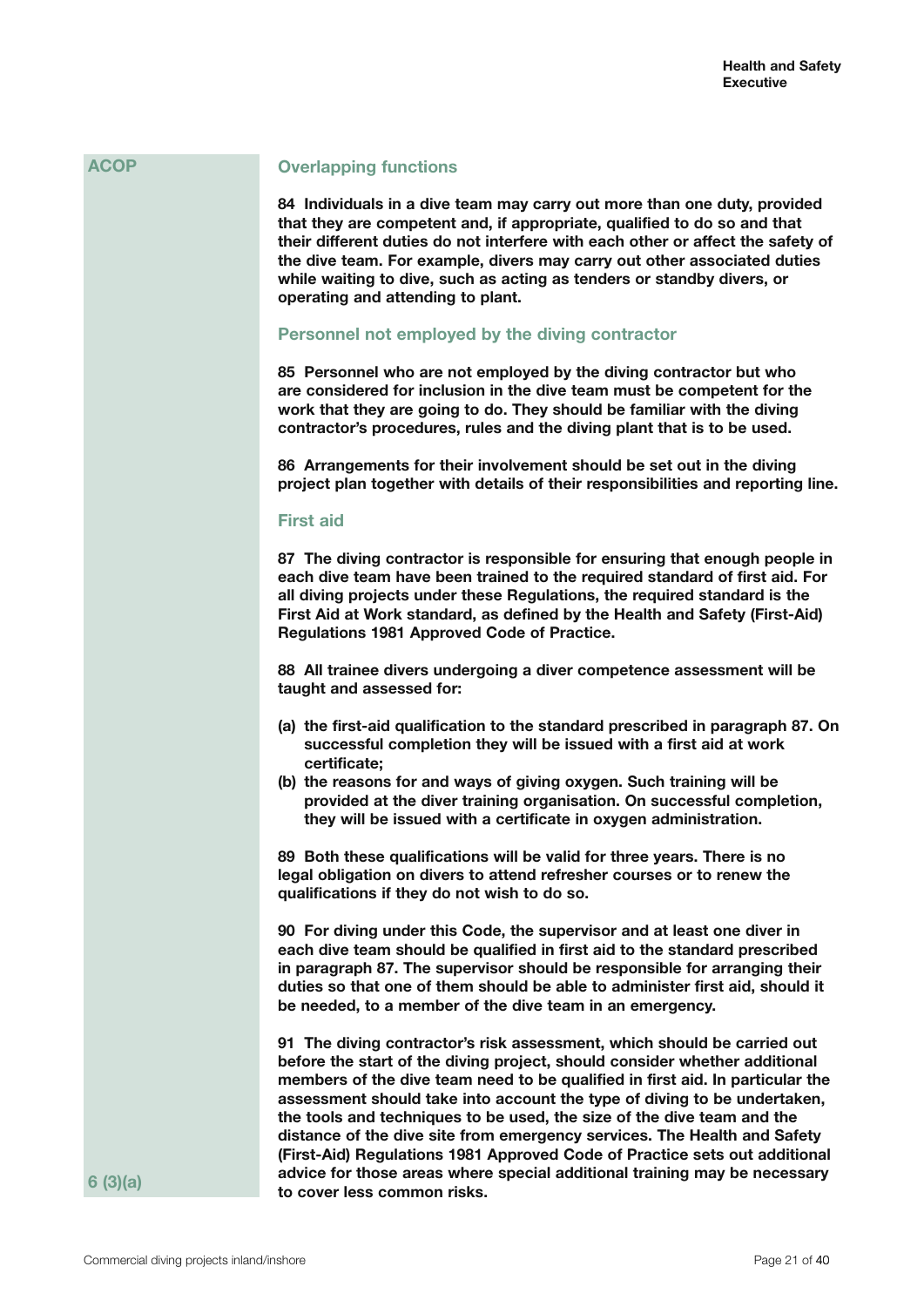ACOP

## Overlapping functions

**84 Individuals in a dive team may carry out more than one duty, provided that they are competent and, if appropriate, qualified to do so and that their different duties do not interfere with each other or affect the safety of the dive team. For example, divers may carry out other associated duties while waiting to dive, such as acting as tenders or standby divers, or operating and attending to plant.**

## Personnel not employed by the diving contractor

**85 Personnel who are not employed by the diving contractor but who are considered for inclusion in the dive team must be competent for the work that they are going to do. They should be familiar with the diving contractor's procedures, rules and the diving plant that is to be used.**

**86 Arrangements for their involvement should be set out in the diving project plan together with details of their responsibilities and reporting line.**

## First aid

**87 The diving contractor is responsible for ensuring that enough people in each dive team have been trained to the required standard of first aid. For all diving projects under these Regulations, the required standard is the First Aid at Work standard, as defined by the Health and Safety (First-Aid) Regulations 1981 Approved Code of Practice.**

**88 All trainee divers undergoing a diver competence assessment will be taught and assessed for:**

**(a) the first-aid qualification to the standard prescribed in paragraph 87. On successful completion they will be issued with a first aid at work certificate;**
**(b) the reasons for and ways of giving oxygen. Such training will be provided at the diver training organisation. On successful completion, they will be issued with a certificate in oxygen administration.**

**89 Both these qualifications will be valid for three years. There is no legal obligation on divers to attend refresher courses or to renew the qualifications if they do not wish to do so.**

**90 For diving under this Code, the supervisor and at least one diver in each dive team should be qualified in first aid to the standard prescribed in paragraph 87. The supervisor should be responsible for arranging their duties so that one of them should be able to administer first aid, should it be needed, to a member of the dive team in an emergency.**

6 (3)(a)

**91 The diving contractor's risk assessment, which should be carried out before the start of the diving project, should consider whether additional members of the dive team need to be qualified in first aid. In particular the assessment should take into account the type of diving to be undertaken, the tools and techniques to be used, the size of the dive team and the distance of the dive site from emergency services. The Health and Safety (First-Aid) Regulations 1981 Approved Code of Practice sets out additional advice for those areas where special additional training may be necessary to cover less common risks.**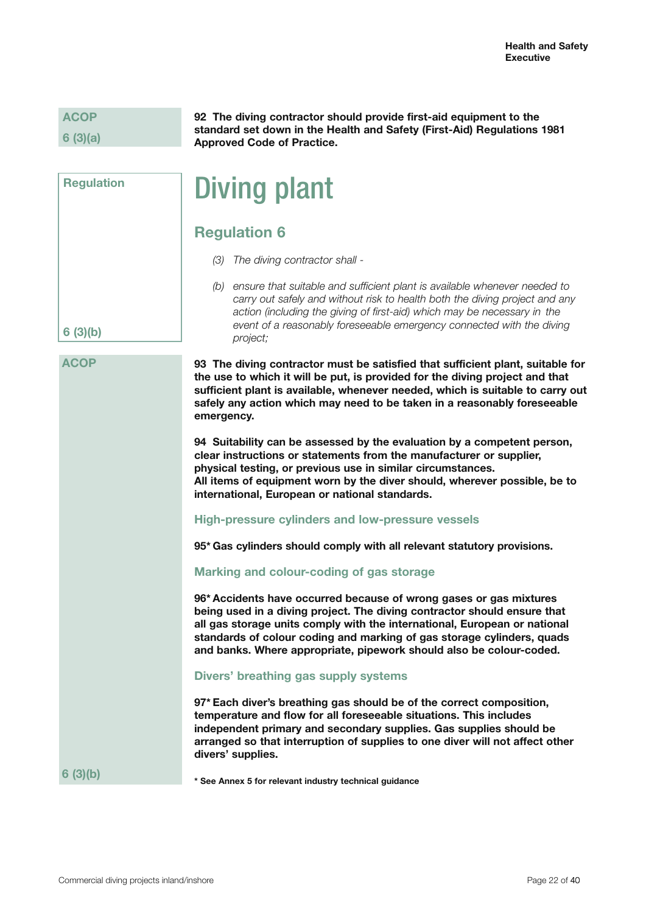ACOP
6 (3)(a)

**92 The diving contractor should provide first-aid equipment to the standard set down in the Health and Safety (First-Aid) Regulations 1981 Approved Code of Practice.**

Regulation

# Diving plant

## Regulation 6

*(3) The diving contractor shall -*

*(b) ensure that suitable and sufficient plant is available whenever needed to carry out safely and without risk to health both the diving project and any action (including the giving of first-aid) which may be necessary in the event of a reasonably foreseeable emergency connected with the diving project;*

6 (3)(b)

ACOP

**93 The diving contractor must be satisfied that sufficient plant, suitable for the use to which it will be put, is provided for the diving project and that sufficient plant is available, whenever needed, which is suitable to carry out safely any action which may need to be taken in a reasonably foreseeable emergency.**

**94 Suitability can be assessed by the evaluation by a competent person, clear instructions or statements from the manufacturer or supplier, physical testing, or previous use in similar circumstances. All items of equipment worn by the diver should, wherever possible, be to international, European or national standards.**

### High-pressure cylinders and low-pressure vessels

**95* Gas cylinders should comply with all relevant statutory provisions.**

### Marking and colour-coding of gas storage

**96* Accidents have occurred because of wrong gases or gas mixtures being used in a diving project. The diving contractor should ensure that all gas storage units comply with the international, European or national standards of colour coding and marking of gas storage cylinders, quads and banks. Where appropriate, pipework should also be colour-coded.**

### Divers' breathing gas supply systems

**97* Each diver's breathing gas should be of the correct composition, temperature and flow for all foreseeable situations. This includes independent primary and secondary supplies. Gas supplies should be arranged so that interruption of supplies to one diver will not affect other divers' supplies.**

6 (3)(b)

**\* See Annex 5 for relevant industry technical guidance**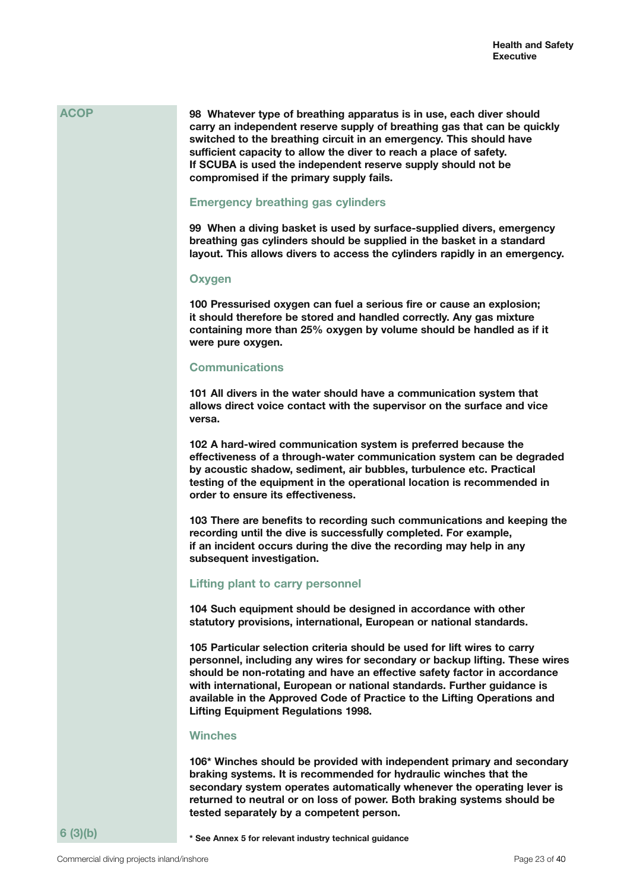**ACOP**

**98 Whatever type of breathing apparatus is in use, each diver should carry an independent reserve supply of breathing gas that can be quickly switched to the breathing circuit in an emergency. This should have sufficient capacity to allow the diver to reach a place of safety. If SCUBA is used the independent reserve supply should not be compromised if the primary supply fails.**

### Emergency breathing gas cylinders

**99 When a diving basket is used by surface-supplied divers, emergency breathing gas cylinders should be supplied in the basket in a standard layout. This allows divers to access the cylinders rapidly in an emergency.**

### Oxygen

**100 Pressurised oxygen can fuel a serious fire or cause an explosion; it should therefore be stored and handled correctly. Any gas mixture containing more than 25% oxygen by volume should be handled as if it were pure oxygen.**

### Communications

**101 All divers in the water should have a communication system that allows direct voice contact with the supervisor on the surface and vice versa.**

**102 A hard-wired communication system is preferred because the effectiveness of a through-water communication system can be degraded by acoustic shadow, sediment, air bubbles, turbulence etc. Practical testing of the equipment in the operational location is recommended in order to ensure its effectiveness.**

**103 There are benefits to recording such communications and keeping the recording until the dive is successfully completed. For example, if an incident occurs during the dive the recording may help in any subsequent investigation.**

### Lifting plant to carry personnel

**104 Such equipment should be designed in accordance with other statutory provisions, international, European or national standards.**

**105 Particular selection criteria should be used for lift wires to carry personnel, including any wires for secondary or backup lifting. These wires should be non-rotating and have an effective safety factor in accordance with international, European or national standards. Further guidance is available in the Approved Code of Practice to the Lifting Operations and Lifting Equipment Regulations 1998.**

### Winches

**106* Winches should be provided with independent primary and secondary braking systems. It is recommended for hydraulic winches that the secondary system operates automatically whenever the operating lever is returned to neutral or on loss of power. Both braking systems should be tested separately by a competent person.**

**6 (3)(b)**

**\* See Annex 5 for relevant industry technical guidance**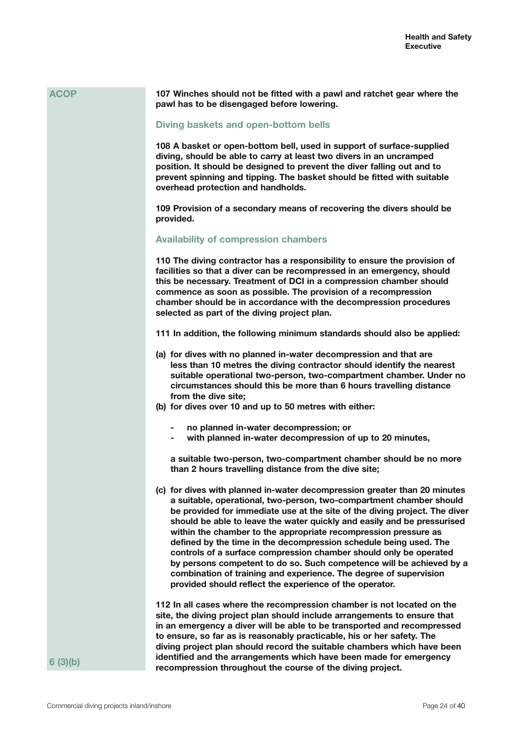ACOP

**107 Winches should not be fitted with a pawl and ratchet gear where the pawl has to be disengaged before lowering.**

### Diving baskets and open-bottom bells

**108 A basket or open-bottom bell, used in support of surface-supplied diving, should be able to carry at least two divers in an uncramped position. It should be designed to prevent the diver falling out and to prevent spinning and tipping. The basket should be fitted with suitable overhead protection and handholds.**

**109 Provision of a secondary means of recovering the divers should be provided.**

### Availability of compression chambers

**110 The diving contractor has a responsibility to ensure the provision of facilities so that a diver can be recompressed in an emergency, should this be necessary. Treatment of DCI in a compression chamber should commence as soon as possible. The provision of a recompression chamber should be in accordance with the decompression procedures selected as part of the diving project plan.**

**111 In addition, the following minimum standards should also be applied:**

**(a) for dives with no planned in-water decompression and that are less than 10 metres the diving contractor should identify the nearest suitable operational two-person, two-compartment chamber. Under no circumstances should this be more than 6 hours travelling distance from the dive site;**

**(b) for dives over 10 and up to 50 metres with either:**

- **no planned in-water decompression; or**
- **with planned in-water decompression of up to 20 minutes,**

**a suitable two-person, two-compartment chamber should be no more than 2 hours travelling distance from the dive site;**

**(c) for dives with planned in-water decompression greater than 20 minutes a suitable, operational, two-person, two-compartment chamber should be provided for immediate use at the site of the diving project. The diver should be able to leave the water quickly and easily and be pressurised within the chamber to the appropriate recompression pressure as defined by the time in the decompression schedule being used. The controls of a surface compression chamber should only be operated by persons competent to do so. Such competence will be achieved by a combination of training and experience. The degree of supervision provided should reflect the experience of the operator.**

**112 In all cases where the recompression chamber is not located on the site, the diving project plan should include arrangements to ensure that in an emergency a diver will be able to be transported and recompressed to ensure, so far as is reasonably practicable, his or her safety. The diving project plan should record the suitable chambers which have been identified and the arrangements which have been made for emergency recompression throughout the course of the diving project.**

6 (3)(b)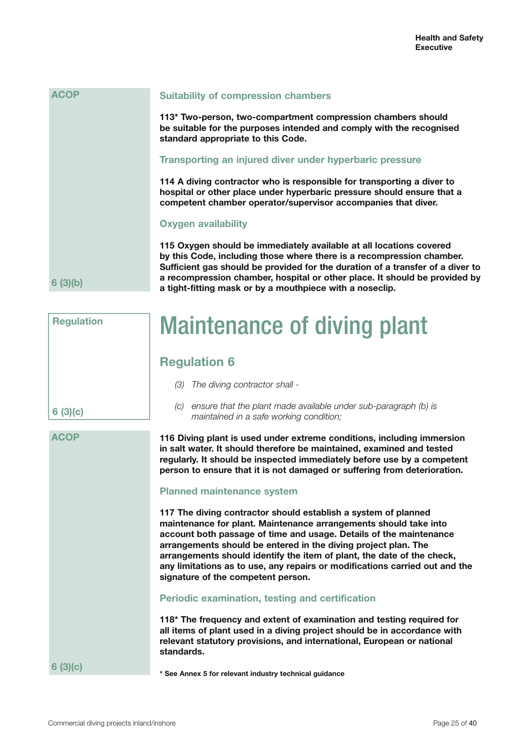ACOP

### Suitability of compression chambers

**113* Two-person, two-compartment compression chambers should be suitable for the purposes intended and comply with the recognised standard appropriate to this Code.**

### Transporting an injured diver under hyperbaric pressure

**114 A diving contractor who is responsible for transporting a diver to hospital or other place under hyperbaric pressure should ensure that a competent chamber operator/supervisor accompanies that diver.**

### Oxygen availability

**115 Oxygen should be immediately available at all locations covered by this Code, including those where there is a recompression chamber. Sufficient gas should be provided for the duration of a transfer of a diver to a recompression chamber, hospital or other place. It should be provided by a tight-fitting mask or by a mouthpiece with a noseclip.**

6 (3)(b)

# Maintenance of diving plant

Regulation

## Regulation 6

*(3) The diving contractor shall -*

*(c) ensure that the plant made available under sub-paragraph (b) is maintained in a safe working condition;*

6 (3)(c)

ACOP

**116 Diving plant is used under extreme conditions, including immersion in salt water. It should therefore be maintained, examined and tested regularly. It should be inspected immediately before use by a competent person to ensure that it is not damaged or suffering from deterioration.**

### Planned maintenance system

**117 The diving contractor should establish a system of planned maintenance for plant. Maintenance arrangements should take into account both passage of time and usage. Details of the maintenance arrangements should be entered in the diving project plan. The arrangements should identify the item of plant, the date of the check, any limitations as to use, any repairs or modifications carried out and the signature of the competent person.**

### Periodic examination, testing and certification

**118* The frequency and extent of examination and testing required for all items of plant used in a diving project should be in accordance with relevant statutory provisions, and international, European or national standards.**

6 (3)(c)

**\* See Annex 5 for relevant industry technical guidance**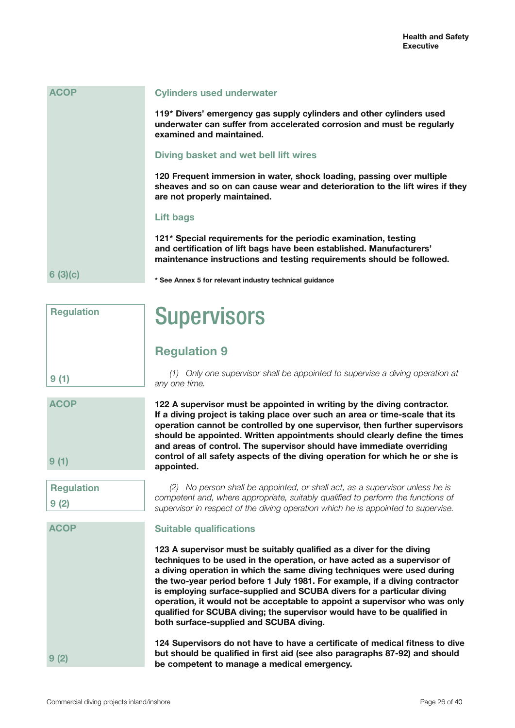ACOP

### Cylinders used underwater

**119* Divers' emergency gas supply cylinders and other cylinders used underwater can suffer from accelerated corrosion and must be regularly examined and maintained.**

### Diving basket and wet bell lift wires

**120 Frequent immersion in water, shock loading, passing over multiple sheaves and so on can cause wear and deterioration to the lift wires if they are not properly maintained.**

### Lift bags

**121* Special requirements for the periodic examination, testing and certification of lift bags have been established. Manufacturers' maintenance instructions and testing requirements should be followed.**

6 (3)(c)

**\* See Annex 5 for relevant industry technical guidance**

# Supervisors

Regulation

## Regulation 9

9 (1)

*(1) Only one supervisor shall be appointed to supervise a diving operation at any one time.*

ACOP

9 (1)

**122 A supervisor must be appointed in writing by the diving contractor. If a diving project is taking place over such an area or time-scale that its operation cannot be controlled by one supervisor, then further supervisors should be appointed. Written appointments should clearly define the times and areas of control. The supervisor should have immediate overriding control of all safety aspects of the diving operation for which he or she is appointed.**

Regulation

9 (2)

*(2) No person shall be appointed, or shall act, as a supervisor unless he is competent and, where appropriate, suitably qualified to perform the functions of supervisor in respect of the diving operation which he is appointed to supervise.*

ACOP

### Suitable qualifications

**123 A supervisor must be suitably qualified as a diver for the diving techniques to be used in the operation, or have acted as a supervisor of a diving operation in which the same diving techniques were used during the two-year period before 1 July 1981. For example, if a diving contractor is employing surface-supplied and SCUBA divers for a particular diving operation, it would not be acceptable to appoint a supervisor who was only qualified for SCUBA diving; the supervisor would have to be qualified in both surface-supplied and SCUBA diving.**

**124 Supervisors do not have to have a certificate of medical fitness to dive but should be qualified in first aid (see also paragraphs 87-92) and should be competent to manage a medical emergency.**

9 (2)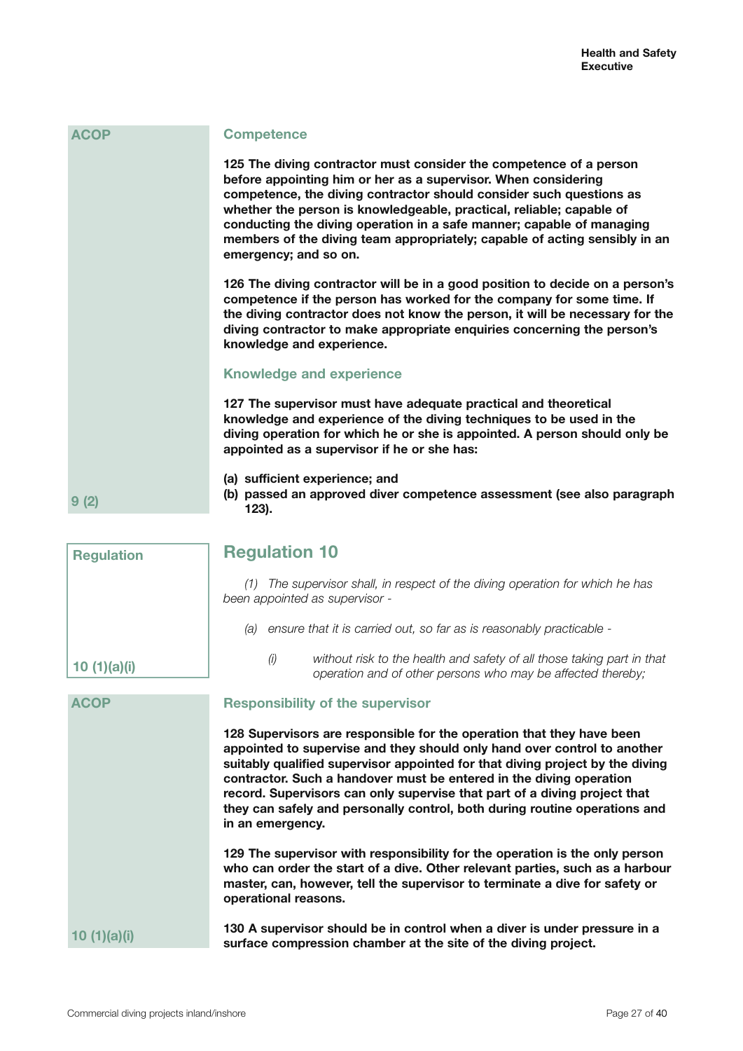ACOP

## Competence

**125 The diving contractor must consider the competence of a person before appointing him or her as a supervisor. When considering competence, the diving contractor should consider such questions as whether the person is knowledgeable, practical, reliable; capable of conducting the diving operation in a safe manner; capable of managing members of the diving team appropriately; capable of acting sensibly in an emergency; and so on.**

**126 The diving contractor will be in a good position to decide on a person's competence if the person has worked for the company for some time. If the diving contractor does not know the person, it will be necessary for the diving contractor to make appropriate enquiries concerning the person's knowledge and experience.**

## Knowledge and experience

**127 The supervisor must have adequate practical and theoretical knowledge and experience of the diving techniques to be used in the diving operation for which he or she is appointed. A person should only be appointed as a supervisor if he or she has:**

**(a) sufficient experience; and**
**(b) passed an approved diver competence assessment (see also paragraph 123).**

9 (2)

Regulation

# Regulation 10

*(1) The supervisor shall, in respect of the diving operation for which he has been appointed as supervisor -*

*(a) ensure that it is carried out, so far as is reasonably practicable -*

*(i) without risk to the health and safety of all those taking part in that operation and of other persons who may be affected thereby;*

10 (1)(a)(i)

ACOP

## Responsibility of the supervisor

**128 Supervisors are responsible for the operation that they have been appointed to supervise and they should only hand over control to another suitably qualified supervisor appointed for that diving project by the diving contractor. Such a handover must be entered in the diving operation record. Supervisors can only supervise that part of a diving project that they can safely and personally control, both during routine operations and in an emergency.**

**129 The supervisor with responsibility for the operation is the only person who can order the start of a dive. Other relevant parties, such as a harbour master, can, however, tell the supervisor to terminate a dive for safety or operational reasons.**

**130 A supervisor should be in control when a diver is under pressure in a surface compression chamber at the site of the diving project.**

10 (1)(a)(i)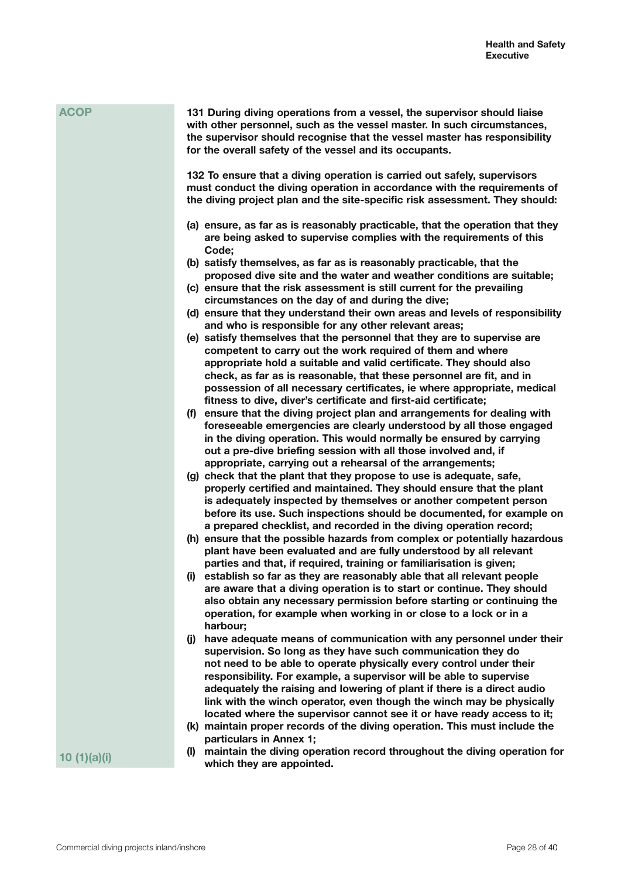**ACOP**

**131 During diving operations from a vessel, the supervisor should liaise with other personnel, such as the vessel master. In such circumstances, the supervisor should recognise that the vessel master has responsibility for the overall safety of the vessel and its occupants.**

**132 To ensure that a diving operation is carried out safely, supervisors must conduct the diving operation in accordance with the requirements of the diving project plan and the site-specific risk assessment. They should:**

- **(a) ensure, as far as is reasonably practicable, that the operation that they are being asked to supervise complies with the requirements of this Code;**
- **(b) satisfy themselves, as far as is reasonably practicable, that the proposed dive site and the water and weather conditions are suitable;**
- **(c) ensure that the risk assessment is still current for the prevailing circumstances on the day of and during the dive;**
- **(d) ensure that they understand their own areas and levels of responsibility and who is responsible for any other relevant areas;**
- **(e) satisfy themselves that the personnel that they are to supervise are competent to carry out the work required of them and where appropriate hold a suitable and valid certificate. They should also check, as far as is reasonable, that these personnel are fit, and in possession of all necessary certificates, ie where appropriate, medical fitness to dive, diver's certificate and first-aid certificate;**
- **(f) ensure that the diving project plan and arrangements for dealing with foreseeable emergencies are clearly understood by all those engaged in the diving operation. This would normally be ensured by carrying out a pre-dive briefing session with all those involved and, if appropriate, carrying out a rehearsal of the arrangements;**
- **(g) check that the plant that they propose to use is adequate, safe, properly certified and maintained. They should ensure that the plant is adequately inspected by themselves or another competent person before its use. Such inspections should be documented, for example on a prepared checklist, and recorded in the diving operation record;**
- **(h) ensure that the possible hazards from complex or potentially hazardous plant have been evaluated and are fully understood by all relevant parties and that, if required, training or familiarisation is given;**
- **(i) establish so far as they are reasonably able that all relevant people are aware that a diving operation is to start or continue. They should also obtain any necessary permission before starting or continuing the operation, for example when working in or close to a lock or in a harbour;**
- **(j) have adequate means of communication with any personnel under their supervision. So long as they have such communication they do not need to be able to operate physically every control under their responsibility. For example, a supervisor will be able to supervise adequately the raising and lowering of plant if there is a direct audio link with the winch operator, even though the winch may be physically located where the supervisor cannot see it or have ready access to it;**
- **(k) maintain proper records of the diving operation. This must include the particulars in Annex 1;**
- **(l) maintain the diving operation record throughout the diving operation for which they are appointed.**

**10 (1)(a)(i)**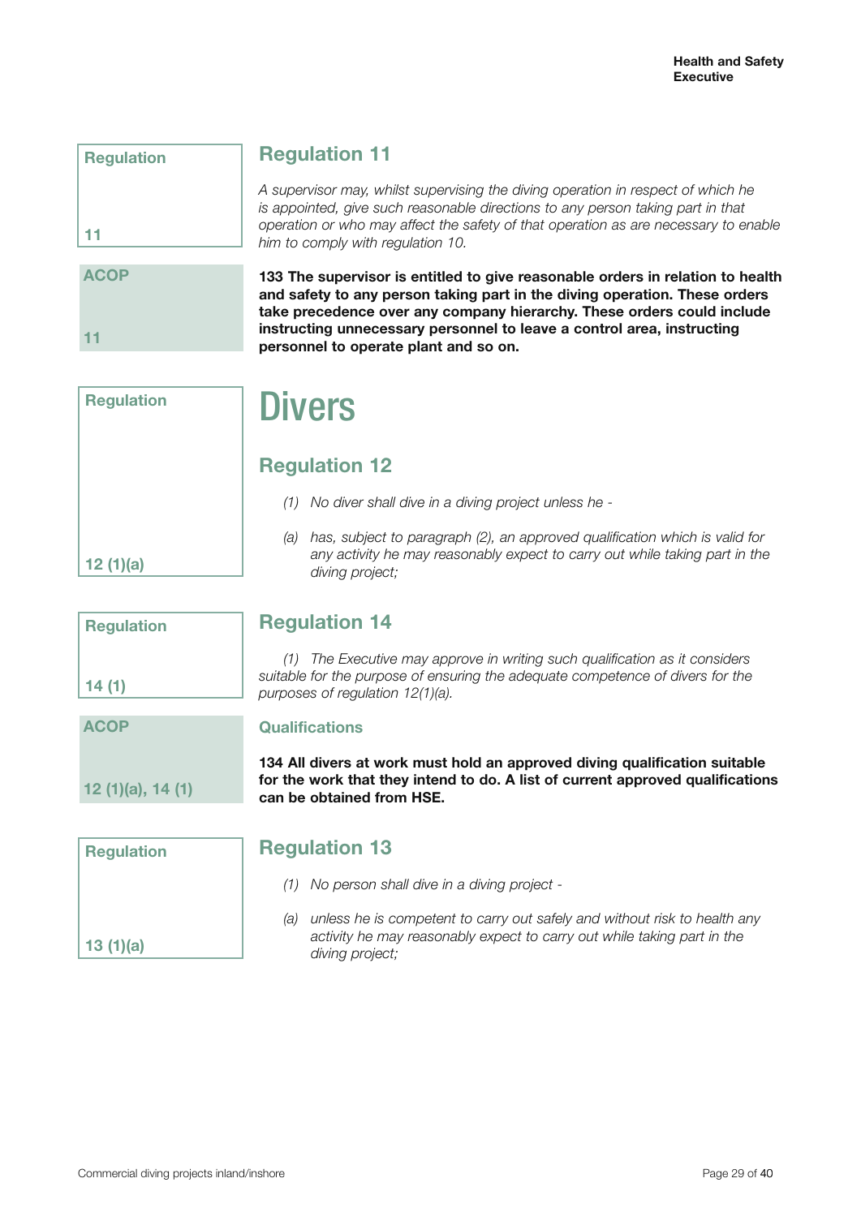Regulation

11

## Regulation 11

*A supervisor may, whilst supervising the diving operation in respect of which he is appointed, give such reasonable directions to any person taking part in that operation or who may affect the safety of that operation as are necessary to enable him to comply with regulation 10.*

ACOP

11

**133 The supervisor is entitled to give reasonable orders in relation to health and safety to any person taking part in the diving operation. These orders take precedence over any company hierarchy. These orders could include instructing unnecessary personnel to leave a control area, instructing personnel to operate plant and so on.**

Regulation

12 (1)(a)

# Divers

## Regulation 12

*(1) No diver shall dive in a diving project unless he -*

*(a) has, subject to paragraph (2), an approved qualification which is valid for any activity he may reasonably expect to carry out while taking part in the diving project;*

Regulation

14 (1)

## Regulation 14

*(1) The Executive may approve in writing such qualification as it considers suitable for the purpose of ensuring the adequate competence of divers for the purposes of regulation 12(1)(a).*

ACOP

12 (1)(a), 14 (1)

### Qualifications

**134 All divers at work must hold an approved diving qualification suitable for the work that they intend to do. A list of current approved qualifications can be obtained from HSE.**

Regulation

13 (1)(a)

## Regulation 13

*(1) No person shall dive in a diving project -*

*(a) unless he is competent to carry out safely and without risk to health any activity he may reasonably expect to carry out while taking part in the diving project;*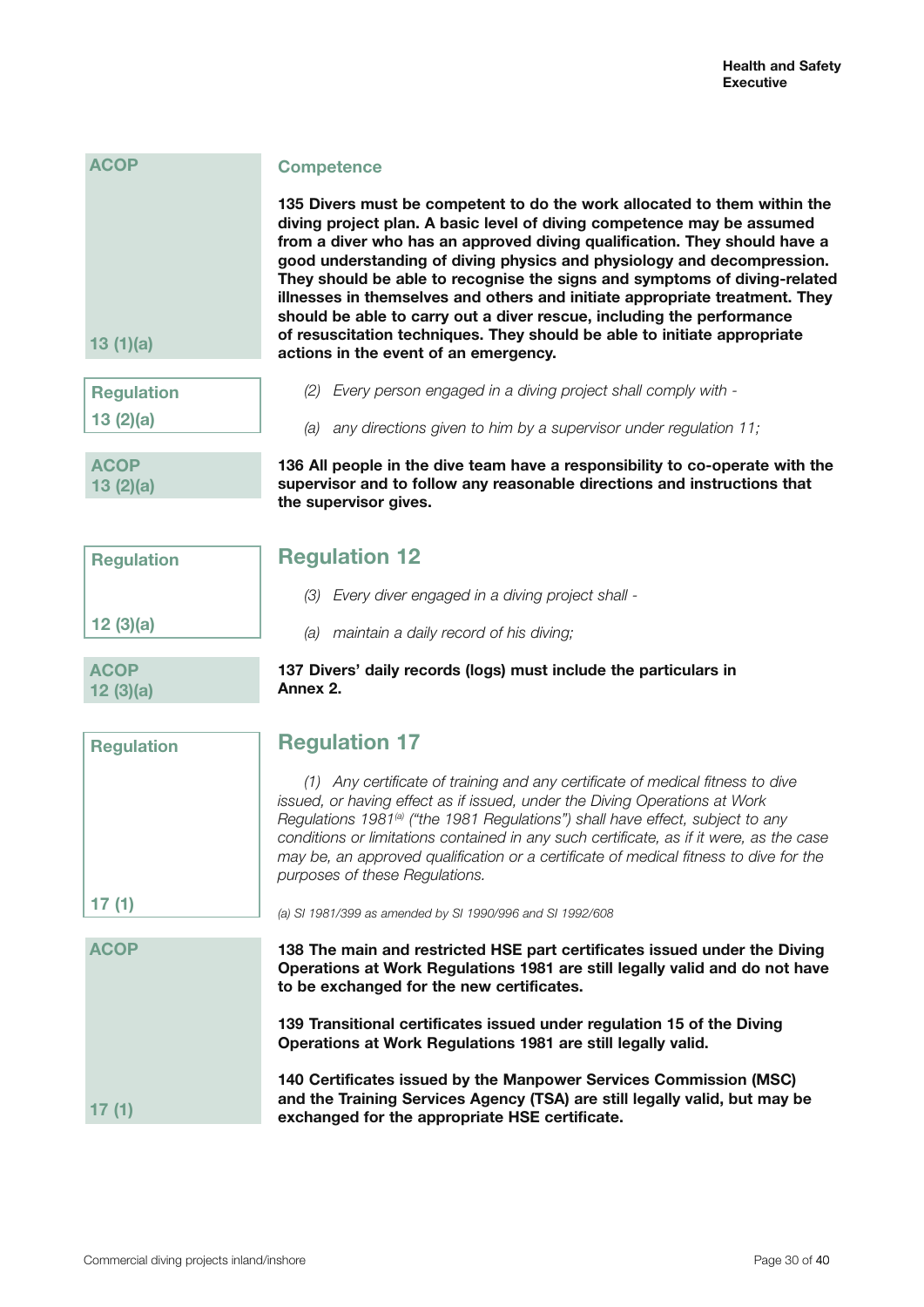ACOP

13 (1)(a)

### Competence

**135 Divers must be competent to do the work allocated to them within the diving project plan. A basic level of diving competence may be assumed from a diver who has an approved diving qualification. They should have a good understanding of diving physics and physiology and decompression. They should be able to recognise the signs and symptoms of diving-related illnesses in themselves and others and initiate appropriate treatment. They should be able to carry out a diver rescue, including the performance of resuscitation techniques. They should be able to initiate appropriate actions in the event of an emergency.**

Regulation 13 (2)(a)

*(2) Every person engaged in a diving project shall comply with -*

*(a) any directions given to him by a supervisor under regulation 11;*

ACOP 13 (2)(a)

**136 All people in the dive team have a responsibility to co-operate with the supervisor and to follow any reasonable directions and instructions that the supervisor gives.**

## Regulation 12

Regulation 12 (3)(a)

*(3) Every diver engaged in a diving project shall -*

*(a) maintain a daily record of his diving;*

ACOP 12 (3)(a)

**137 Divers' daily records (logs) must include the particulars in Annex 2.**

## Regulation 17

Regulation 17 (1)

*(1) Any certificate of training and any certificate of medical fitness to dive issued, or having effect as if issued, under the Diving Operations at Work Regulations 1981[a] ("the 1981 Regulations") shall have effect, subject to any conditions or limitations contained in any such certificate, as if it were, as the case may be, an approved qualification or a certificate of medical fitness to dive for the purposes of these Regulations.*

*(a) SI 1981/399 as amended by SI 1990/996 and SI 1992/608*

ACOP 17 (1)

**138 The main and restricted HSE part certificates issued under the Diving Operations at Work Regulations 1981 are still legally valid and do not have to be exchanged for the new certificates.**

**139 Transitional certificates issued under regulation 15 of the Diving Operations at Work Regulations 1981 are still legally valid.**

**140 Certificates issued by the Manpower Services Commission (MSC) and the Training Services Agency (TSA) are still legally valid, but may be exchanged for the appropriate HSE certificate.**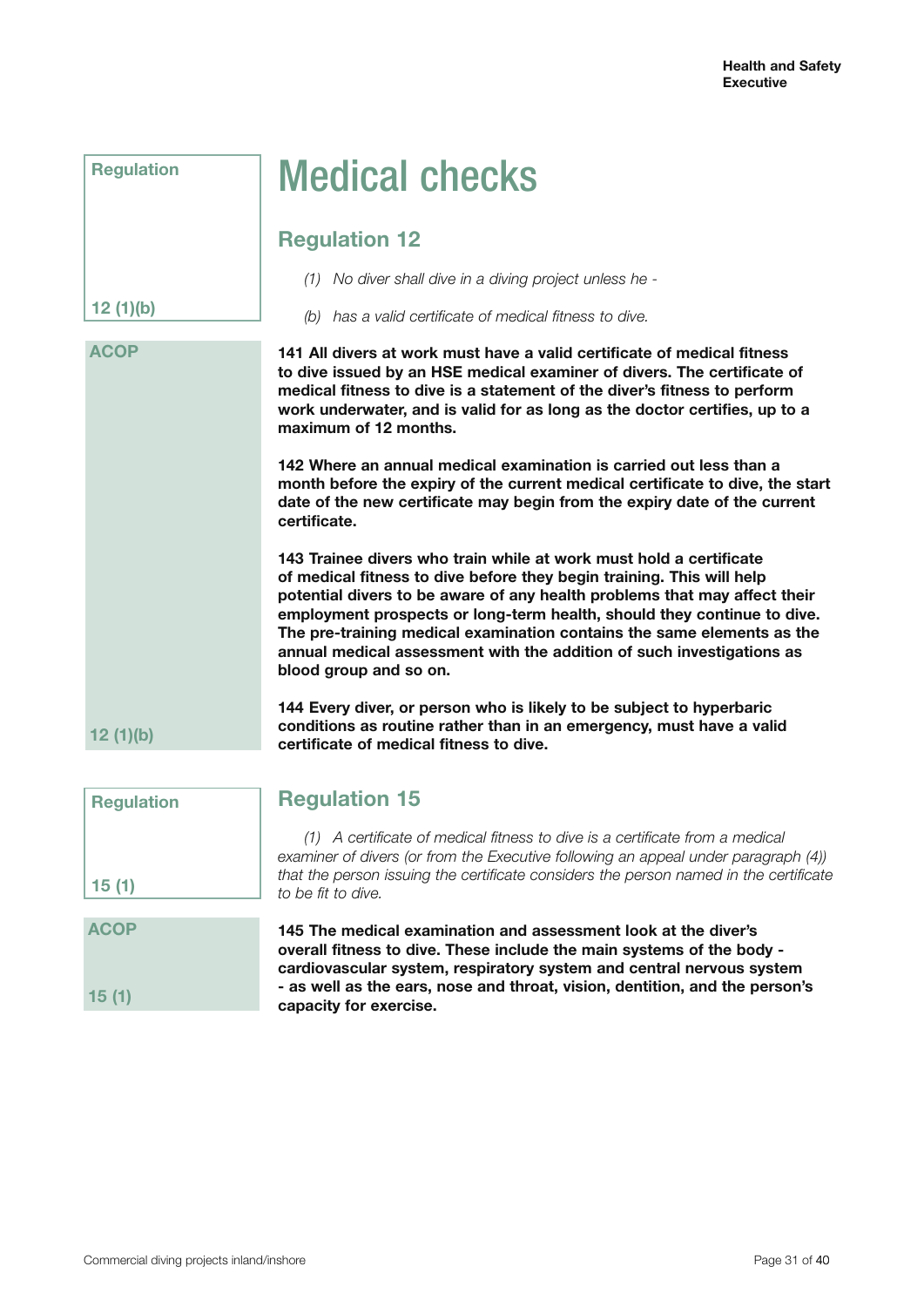# Medical checks

Regulation

## Regulation 12

*(1) No diver shall dive in a diving project unless he -*

12 (1)(b)

*(b) has a valid certificate of medical fitness to dive.*

ACOP

**141 All divers at work must have a valid certificate of medical fitness to dive issued by an HSE medical examiner of divers. The certificate of medical fitness to dive is a statement of the diver's fitness to perform work underwater, and is valid for as long as the doctor certifies, up to a maximum of 12 months.**

**142 Where an annual medical examination is carried out less than a month before the expiry of the current medical certificate to dive, the start date of the new certificate may begin from the expiry date of the current certificate.**

**143 Trainee divers who train while at work must hold a certificate of medical fitness to dive before they begin training. This will help potential divers to be aware of any health problems that may affect their employment prospects or long-term health, should they continue to dive. The pre-training medical examination contains the same elements as the annual medical assessment with the addition of such investigations as blood group and so on.**

**144 Every diver, or person who is likely to be subject to hyperbaric conditions as routine rather than in an emergency, must have a valid certificate of medical fitness to dive.**

12 (1)(b)

Regulation

## Regulation 15

*(1) A certificate of medical fitness to dive is a certificate from a medical examiner of divers (or from the Executive following an appeal under paragraph (4)) that the person issuing the certificate considers the person named in the certificate to be fit to dive.*

15 (1)

ACOP

**145 The medical examination and assessment look at the diver's overall fitness to dive. These include the main systems of the body - cardiovascular system, respiratory system and central nervous system - as well as the ears, nose and throat, vision, dentition, and the person's capacity for exercise.**

15 (1)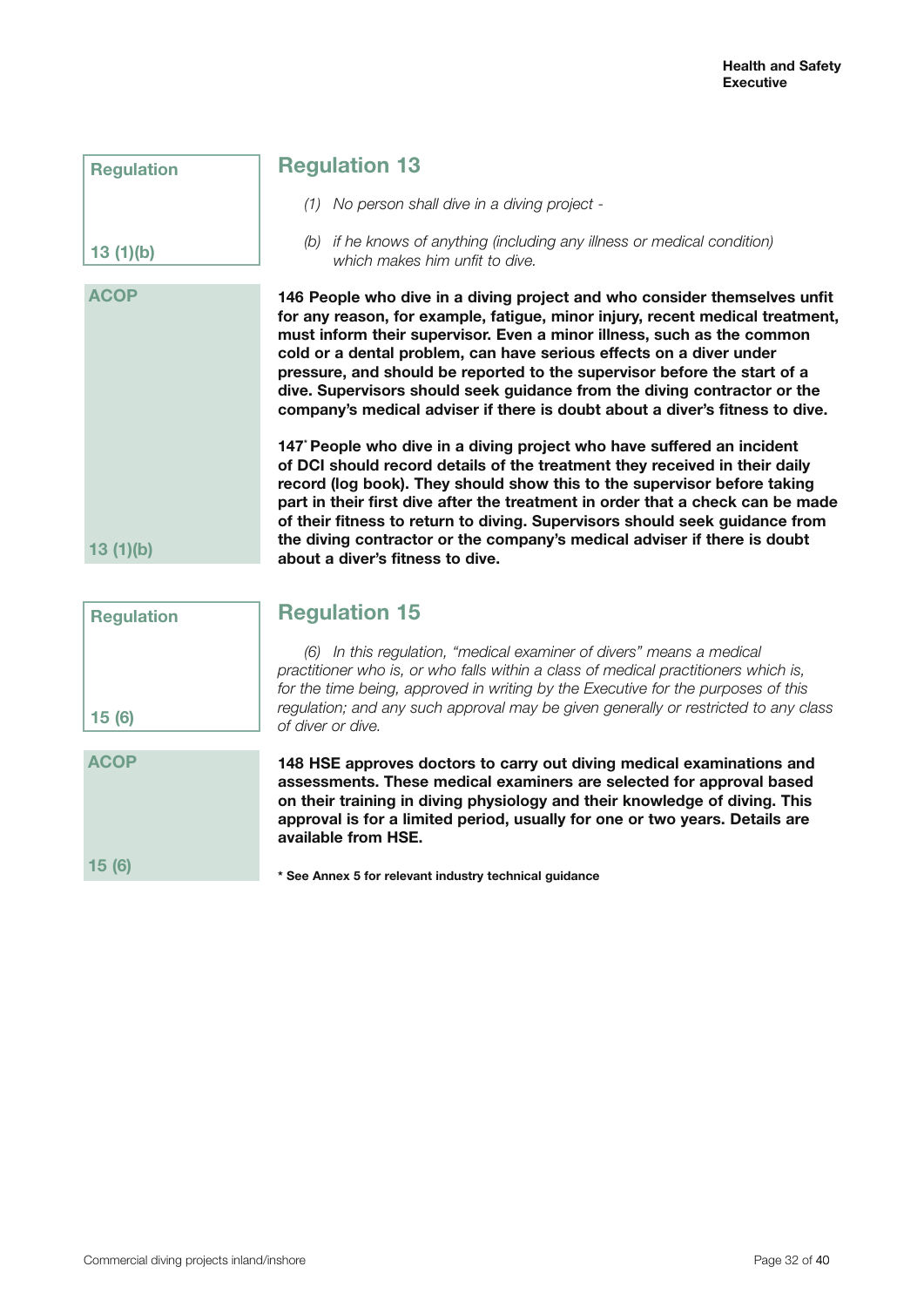Regulation

13 (1)(b)

## Regulation 13

*(1) No person shall dive in a diving project -*

*(b) if he knows of anything (including any illness or medical condition) which makes him unfit to dive.*

ACOP

**146 People who dive in a diving project and who consider themselves unfit for any reason, for example, fatigue, minor injury, recent medical treatment, must inform their supervisor. Even a minor illness, such as the common cold or a dental problem, can have serious effects on a diver under pressure, and should be reported to the supervisor before the start of a dive. Supervisors should seek guidance from the diving contractor or the company's medical adviser if there is doubt about a diver's fitness to dive.**

**147* People who dive in a diving project who have suffered an incident of DCI should record details of the treatment they received in their daily record (log book). They should show this to the supervisor before taking part in their first dive after the treatment in order that a check can be made of their fitness to return to diving. Supervisors should seek guidance from the diving contractor or the company's medical adviser if there is doubt about a diver's fitness to dive.**

13 (1)(b)

Regulation

15 (6)

## Regulation 15

*(6) In this regulation, "medical examiner of divers" means a medical practitioner who is, or who falls within a class of medical practitioners which is, for the time being, approved in writing by the Executive for the purposes of this regulation; and any such approval may be given generally or restricted to any class of diver or dive.*

ACOP

**148 HSE approves doctors to carry out diving medical examinations and assessments. These medical examiners are selected for approval based on their training in diving physiology and their knowledge of diving. This approval is for a limited period, usually for one or two years. Details are available from HSE.**

15 (6)

**\* See Annex 5 for relevant industry technical guidance**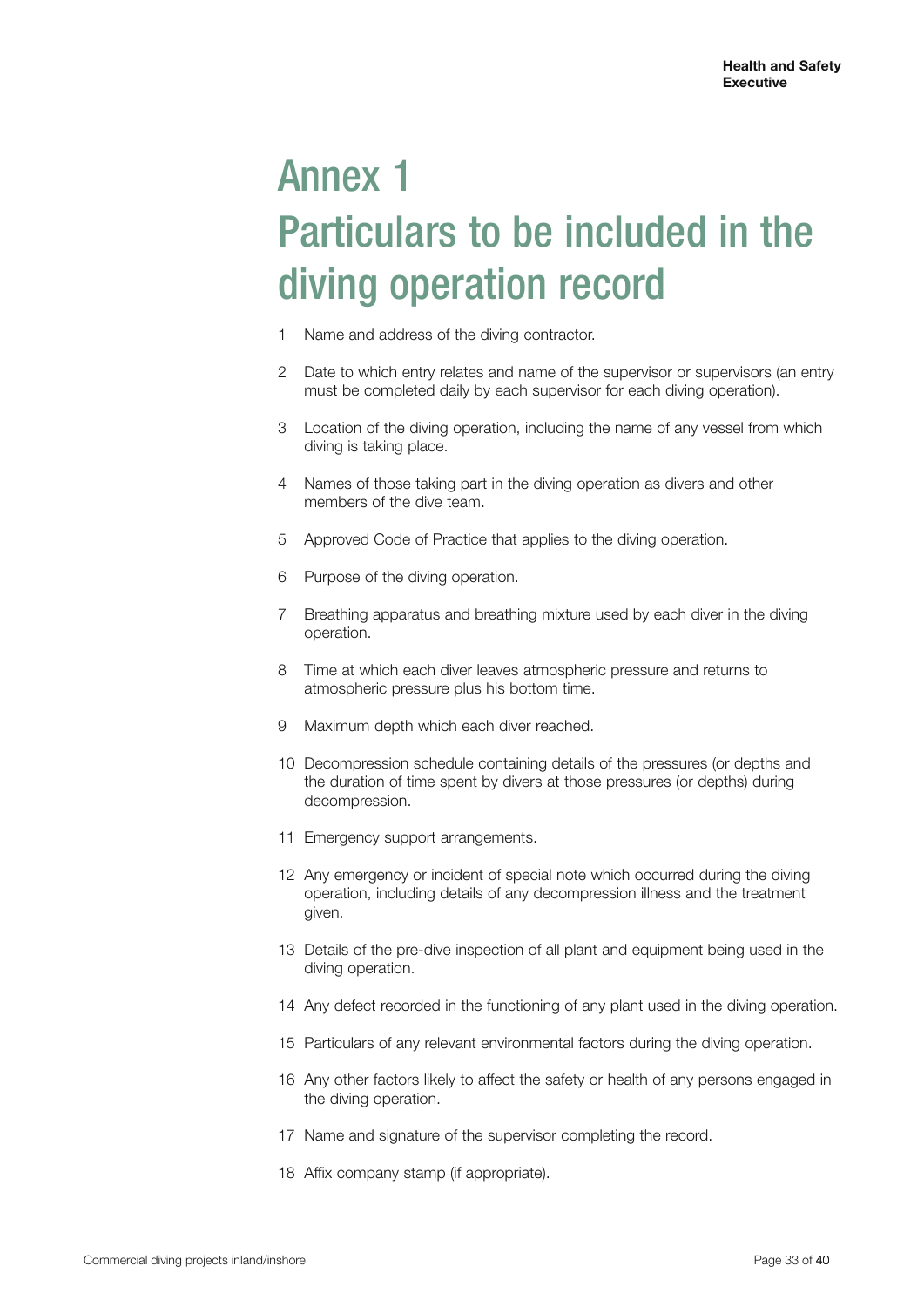# Annex 1
# Particulars to be included in the diving operation record

1. Name and address of the diving contractor.
2. Date to which entry relates and name of the supervisor or supervisors (an entry must be completed daily by each supervisor for each diving operation).
3. Location of the diving operation, including the name of any vessel from which diving is taking place.
4. Names of those taking part in the diving operation as divers and other members of the dive team.
5. Approved Code of Practice that applies to the diving operation.
6. Purpose of the diving operation.
7. Breathing apparatus and breathing mixture used by each diver in the diving operation.
8. Time at which each diver leaves atmospheric pressure and returns to atmospheric pressure plus his bottom time.
9. Maximum depth which each diver reached.
10. Decompression schedule containing details of the pressures (or depths and the duration of time spent by divers at those pressures (or depths) during decompression.
11. Emergency support arrangements.
12. Any emergency or incident of special note which occurred during the diving operation, including details of any decompression illness and the treatment given.
13. Details of the pre-dive inspection of all plant and equipment being used in the diving operation.
14. Any defect recorded in the functioning of any plant used in the diving operation.
15. Particulars of any relevant environmental factors during the diving operation.
16. Any other factors likely to affect the safety or health of any persons engaged in the diving operation.
17. Name and signature of the supervisor completing the record.
18. Affix company stamp (if appropriate).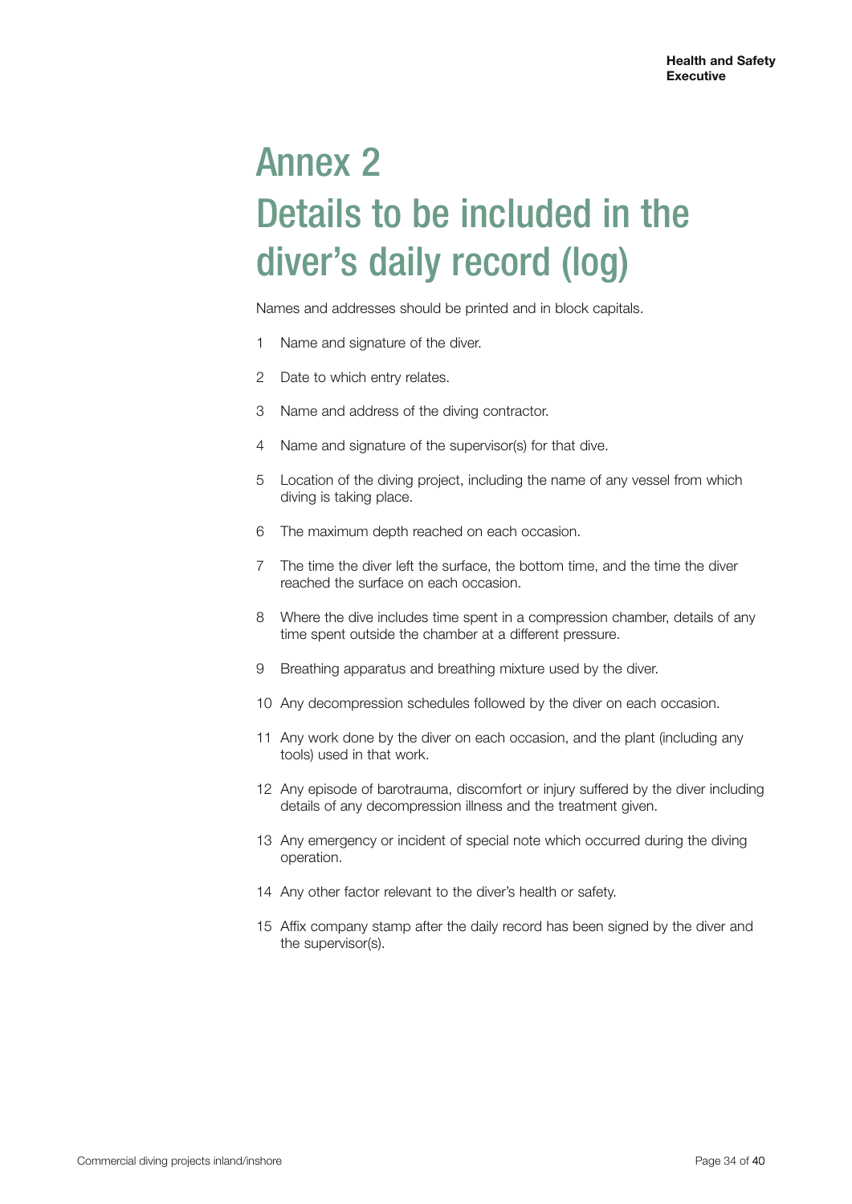# Annex 2 Details to be included in the diver's daily record (log)

Names and addresses should be printed and in block capitals.

1. Name and signature of the diver.
2. Date to which entry relates.
3. Name and address of the diving contractor.
4. Name and signature of the supervisor(s) for that dive.
5. Location of the diving project, including the name of any vessel from which diving is taking place.
6. The maximum depth reached on each occasion.
7. The time the diver left the surface, the bottom time, and the time the diver reached the surface on each occasion.
8. Where the dive includes time spent in a compression chamber, details of any time spent outside the chamber at a different pressure.
9. Breathing apparatus and breathing mixture used by the diver.
10. Any decompression schedules followed by the diver on each occasion.
11. Any work done by the diver on each occasion, and the plant (including any tools) used in that work.
12. Any episode of barotrauma, discomfort or injury suffered by the diver including details of any decompression illness and the treatment given.
13. Any emergency or incident of special note which occurred during the diving operation.
14. Any other factor relevant to the diver's health or safety.
15. Affix company stamp after the daily record has been signed by the diver and the supervisor(s).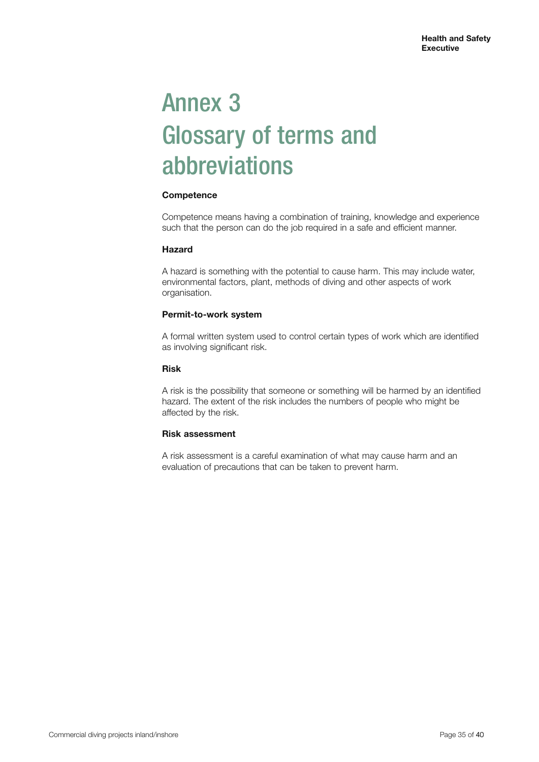# Annex 3 Glossary of terms and abbreviations

**Competence**

Competence means having a combination of training, knowledge and experience such that the person can do the job required in a safe and efficient manner.

**Hazard**

A hazard is something with the potential to cause harm. This may include water, environmental factors, plant, methods of diving and other aspects of work organisation.

**Permit-to-work system**

A formal written system used to control certain types of work which are identified as involving significant risk.

**Risk**

A risk is the possibility that someone or something will be harmed by an identified hazard. The extent of the risk includes the numbers of people who might be affected by the risk.

**Risk assessment**

A risk assessment is a careful examination of what may cause harm and an evaluation of precautions that can be taken to prevent harm.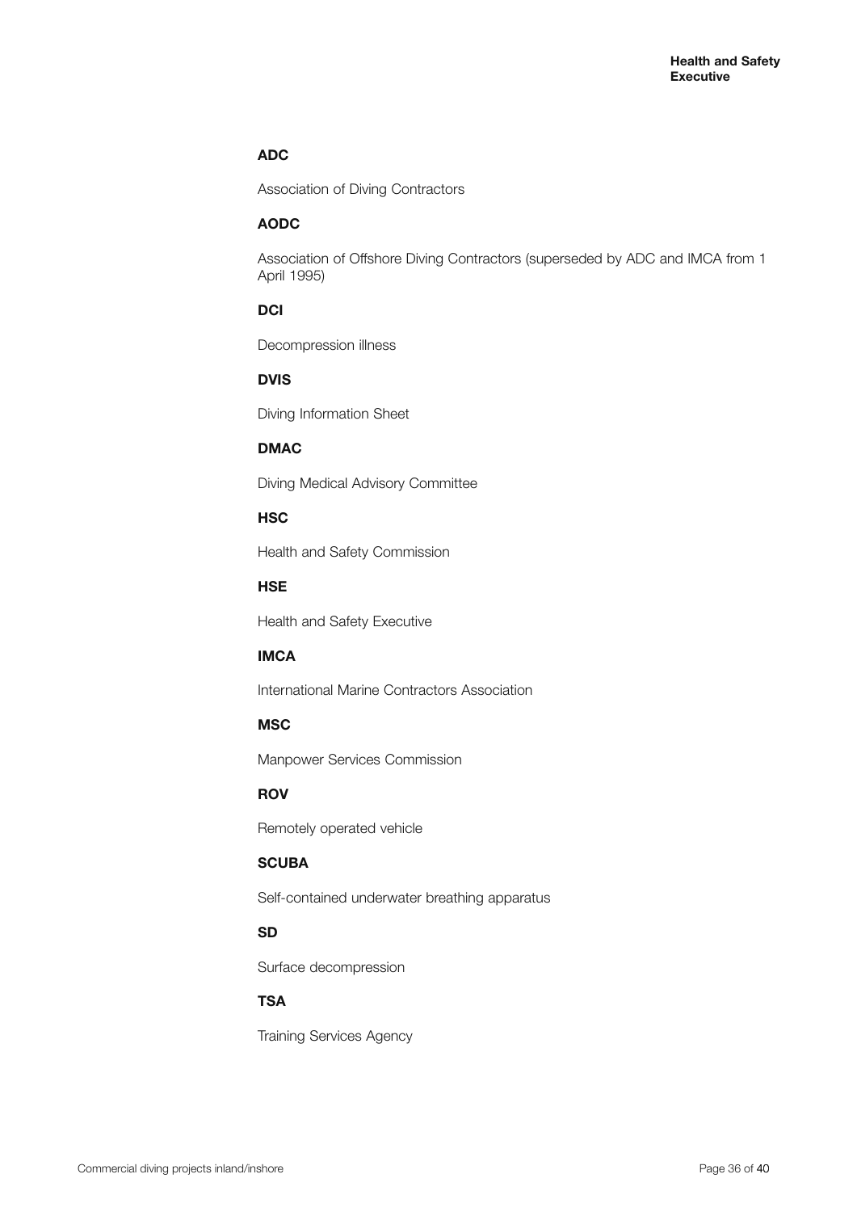**ADC**

Association of Diving Contractors

**AODC**

Association of Offshore Diving Contractors (superseded by ADC and IMCA from 1 April 1995)

**DCI**

Decompression illness

**DVIS**

Diving Information Sheet

**DMAC**

Diving Medical Advisory Committee

**HSC**

Health and Safety Commission

**HSE**

Health and Safety Executive

**IMCA**

International Marine Contractors Association

**MSC**

Manpower Services Commission

**ROV**

Remotely operated vehicle

**SCUBA**

Self-contained underwater breathing apparatus

**SD**

Surface decompression

**TSA**

Training Services Agency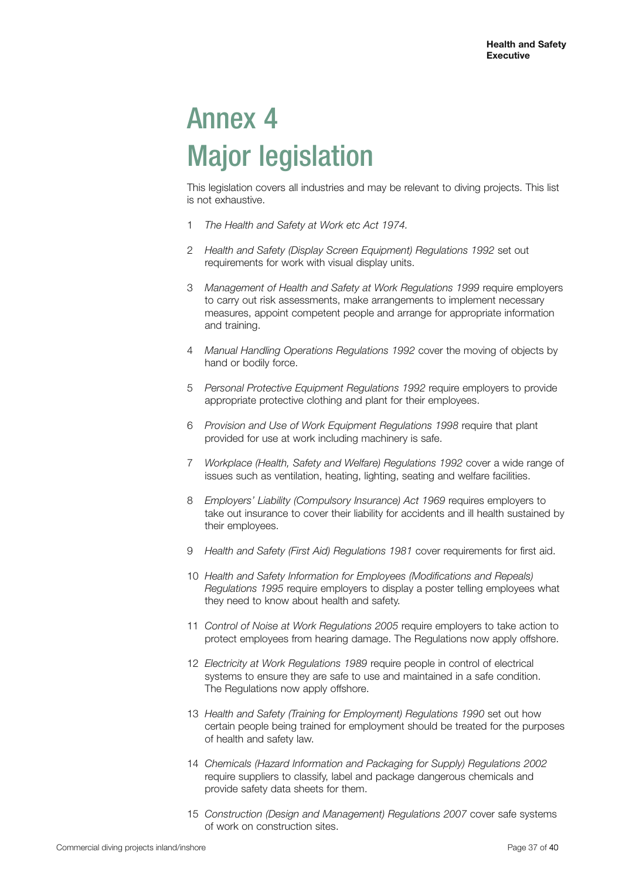# Annex 4
# Major legislation

This legislation covers all industries and may be relevant to diving projects. This list is not exhaustive.

1 *The Health and Safety at Work etc Act 1974.*

2 *Health and Safety (Display Screen Equipment) Regulations 1992* set out requirements for work with visual display units.

3 *Management of Health and Safety at Work Regulations 1999* require employers to carry out risk assessments, make arrangements to implement necessary measures, appoint competent people and arrange for appropriate information and training.

4 *Manual Handling Operations Regulations 1992* cover the moving of objects by hand or bodily force.

5 *Personal Protective Equipment Regulations 1992* require employers to provide appropriate protective clothing and plant for their employees.

6 *Provision and Use of Work Equipment Regulations 1998* require that plant provided for use at work including machinery is safe.

7 *Workplace (Health, Safety and Welfare) Regulations 1992* cover a wide range of issues such as ventilation, heating, lighting, seating and welfare facilities.

8 *Employers' Liability (Compulsory Insurance) Act 1969* requires employers to take out insurance to cover their liability for accidents and ill health sustained by their employees.

9 *Health and Safety (First Aid) Regulations 1981* cover requirements for first aid.

10 *Health and Safety Information for Employees (Modifications and Repeals) Regulations 1995* require employers to display a poster telling employees what they need to know about health and safety.

11 *Control of Noise at Work Regulations 2005* require employers to take action to protect employees from hearing damage. The Regulations now apply offshore.

12 *Electricity at Work Regulations 1989* require people in control of electrical systems to ensure they are safe to use and maintained in a safe condition. The Regulations now apply offshore.

13 *Health and Safety (Training for Employment) Regulations 1990* set out how certain people being trained for employment should be treated for the purposes of health and safety law.

14 *Chemicals (Hazard Information and Packaging for Supply) Regulations 2002* require suppliers to classify, label and package dangerous chemicals and provide safety data sheets for them.

15 *Construction (Design and Management) Regulations 2007* cover safe systems of work on construction sites.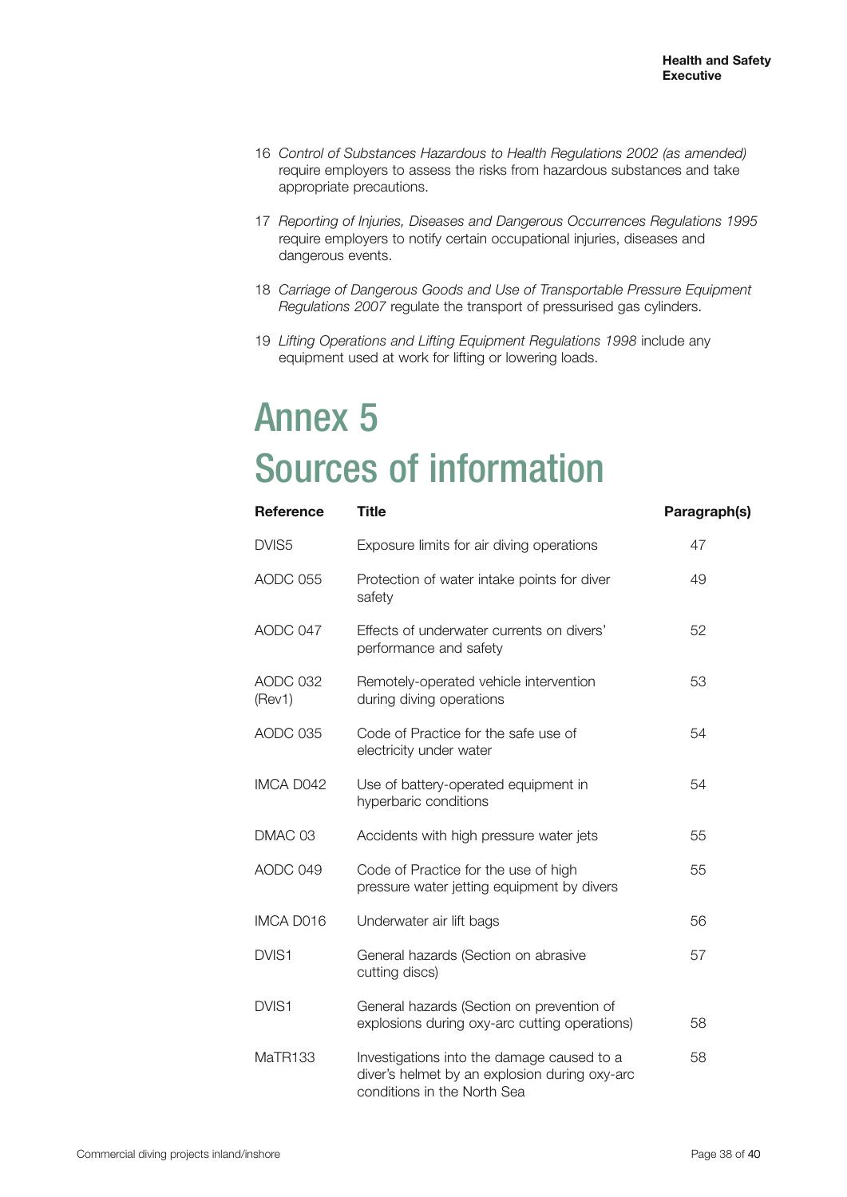16 *Control of Substances Hazardous to Health Regulations 2002 (as amended)* require employers to assess the risks from hazardous substances and take appropriate precautions.

17 *Reporting of Injuries, Diseases and Dangerous Occurrences Regulations 1995* require employers to notify certain occupational injuries, diseases and dangerous events.

18 *Carriage of Dangerous Goods and Use of Transportable Pressure Equipment Regulations 2007* regulate the transport of pressurised gas cylinders.

19 *Lifting Operations and Lifting Equipment Regulations 1998* include any equipment used at work for lifting or lowering loads.

# Annex 5 Sources of information

| Reference | Title | Paragraph(s) |
|---|---|---|
| DVIS5 | Exposure limits for air diving operations | 47 |
| AODC 055 | Protection of water intake points for diver safety | 49 |
| AODC 047 | Effects of underwater currents on divers' performance and safety | 52 |
| AODC 032 (Rev1) | Remotely-operated vehicle intervention during diving operations | 53 |
| AODC 035 | Code of Practice for the safe use of electricity under water | 54 |
| IMCA D042 | Use of battery-operated equipment in hyperbaric conditions | 54 |
| DMAC 03 | Accidents with high pressure water jets | 55 |
| AODC 049 | Code of Practice for the use of high pressure water jetting equipment by divers | 55 |
| IMCA D016 | Underwater air lift bags | 56 |
| DVIS1 | General hazards (Section on abrasive cutting discs) | 57 |
| DVIS1 | General hazards (Section on prevention of explosions during oxy-arc cutting operations) | 58 |
| MaTR133 | Investigations into the damage caused to a diver's helmet by an explosion during oxy-arc conditions in the North Sea | 58 |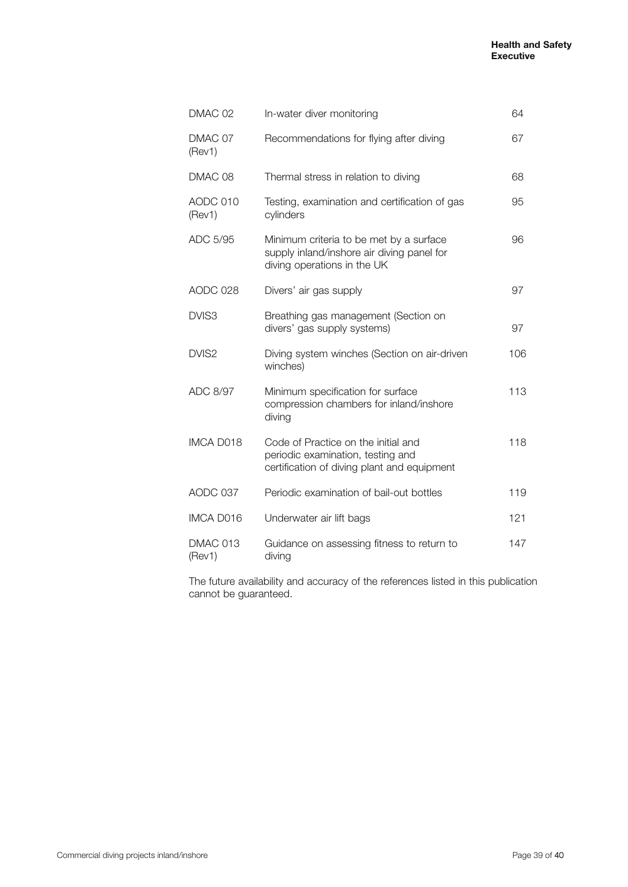| | | |
|---|---|---|
| DMAC 02 | In-water diver monitoring | 64 |
| DMAC 07 (Rev1) | Recommendations for flying after diving | 67 |
| DMAC 08 | Thermal stress in relation to diving | 68 |
| AODC 010 (Rev1) | Testing, examination and certification of gas cylinders | 95 |
| ADC 5/95 | Minimum criteria to be met by a surface supply inland/inshore air diving panel for diving operations in the UK | 96 |
| AODC 028 | Divers' air gas supply | 97 |
| DVIS3 | Breathing gas management (Section on divers' gas supply systems) | 97 |
| DVIS2 | Diving system winches (Section on air-driven winches) | 106 |
| ADC 8/97 | Minimum specification for surface compression chambers for inland/inshore diving | 113 |
| IMCA D018 | Code of Practice on the initial and periodic examination, testing and certification of diving plant and equipment | 118 |
| AODC 037 | Periodic examination of bail-out bottles | 119 |
| IMCA D016 | Underwater air lift bags | 121 |
| DMAC 013 (Rev1) | Guidance on assessing fitness to return to diving | 147 |

The future availability and accuracy of the references listed in this publication cannot be guaranteed.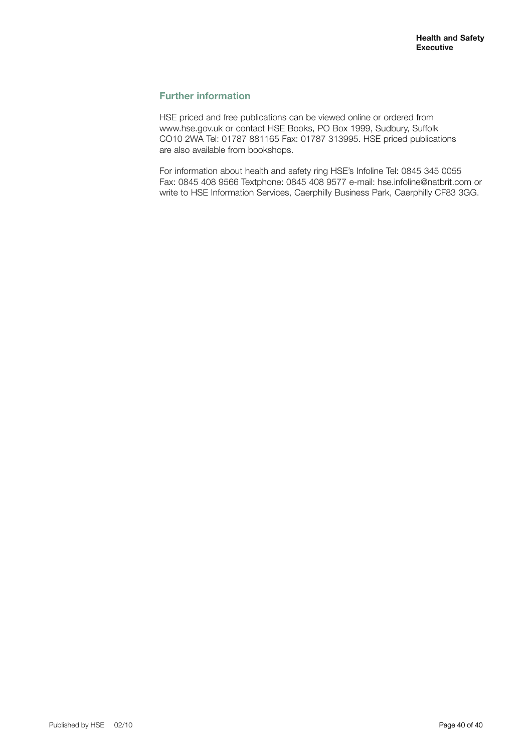## Further information

HSE priced and free publications can be viewed online or ordered from www.hse.gov.uk or contact HSE Books, PO Box 1999, Sudbury, Suffolk CO10 2WA Tel: 01787 881165 Fax: 01787 313995. HSE priced publications are also available from bookshops.

For information about health and safety ring HSE's Infoline Tel: 0845 345 0055 Fax: 0845 408 9566 Textphone: 0845 408 9577 e-mail: hse.infoline@natbrit.com or write to HSE Information Services, Caerphilly Business Park, Caerphilly CF83 3GG.

Published by HSE 02/10